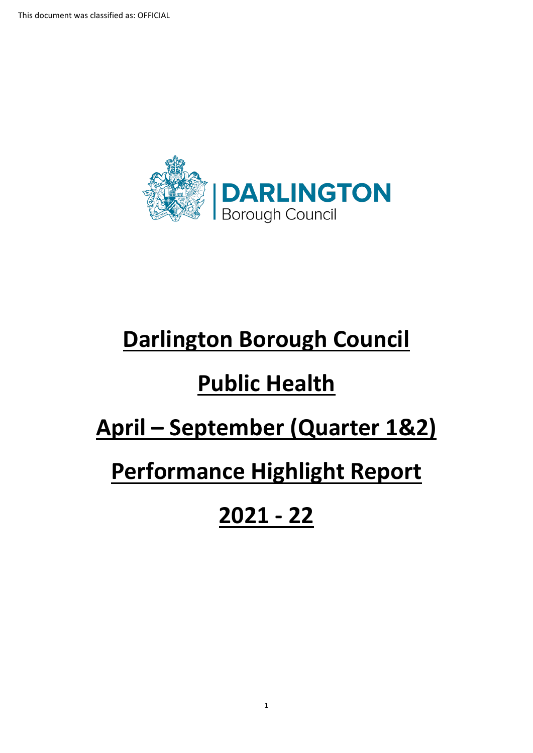This document was classified as: OFFICIAL

DARLINGTON Borough Council

# Darlington Borough Council

# Public Health

# April – September (Quarter 1&2)

# Performance Highlight Report

# 2021 - 22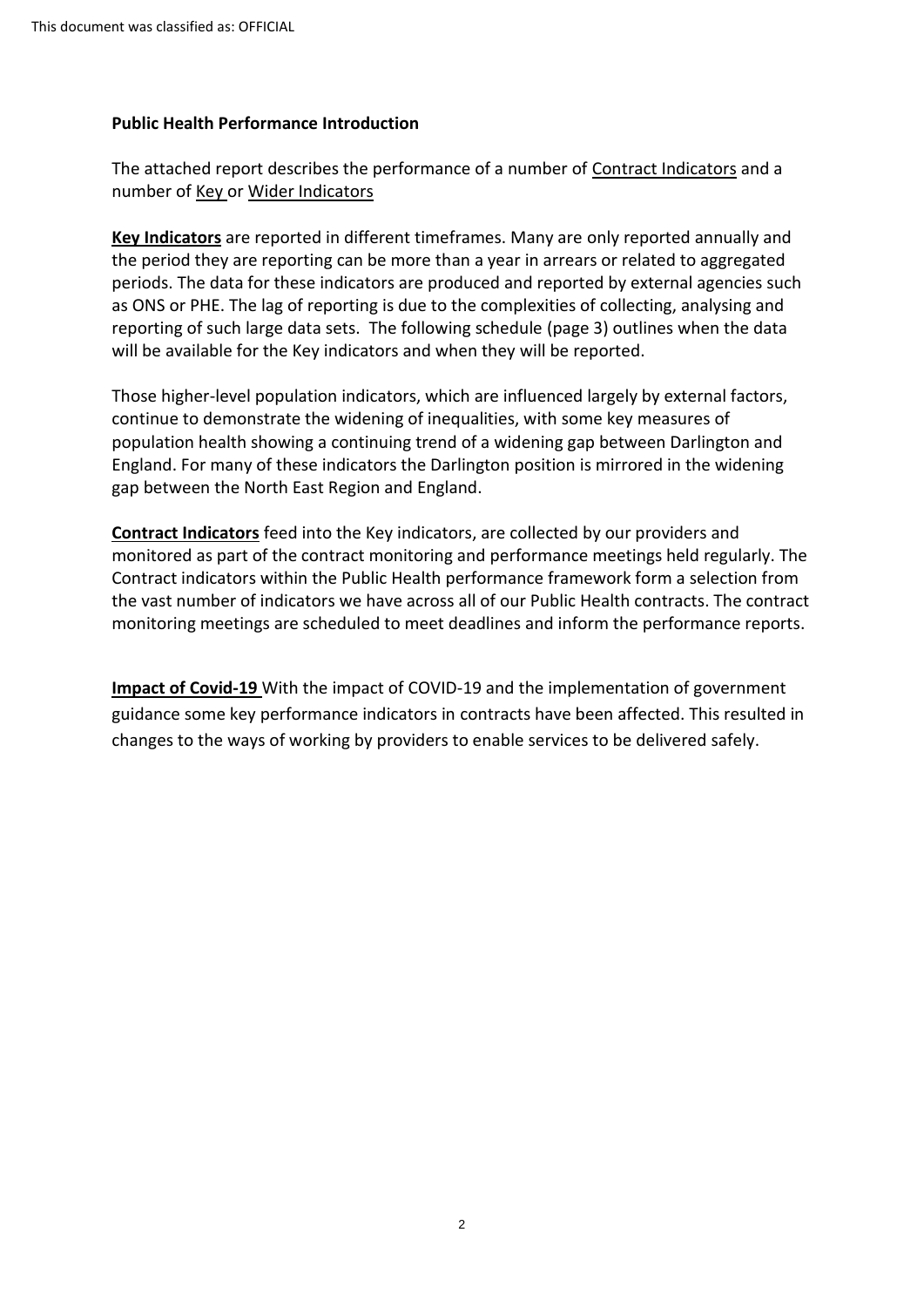**Public Health Performance Introduction**

The attached report describes the performance of a number of Contract Indicators and a number of Key or Wider Indicators

**Key Indicators** are reported in different timeframes. Many are only reported annually and the period they are reporting can be more than a year in arrears or related to aggregated periods. The data for these indicators are produced and reported by external agencies such as ONS or PHE. The lag of reporting is due to the complexities of collecting, analysing and reporting of such large data sets. The following schedule (page 3) outlines when the data will be available for the Key indicators and when they will be reported.

Those higher-level population indicators, which are influenced largely by external factors, continue to demonstrate the widening of inequalities, with some key measures of population health showing a continuing trend of a widening gap between Darlington and England. For many of these indicators the Darlington position is mirrored in the widening gap between the North East Region and England.

**Contract Indicators** feed into the Key indicators, are collected by our providers and monitored as part of the contract monitoring and performance meetings held regularly. The Contract indicators within the Public Health performance framework form a selection from the vast number of indicators we have across all of our Public Health contracts. The contract monitoring meetings are scheduled to meet deadlines and inform the performance reports.

**Impact of Covid-19** With the impact of COVID-19 and the implementation of government guidance some key performance indicators in contracts have been affected. This resulted in changes to the ways of working by providers to enable services to be delivered safely.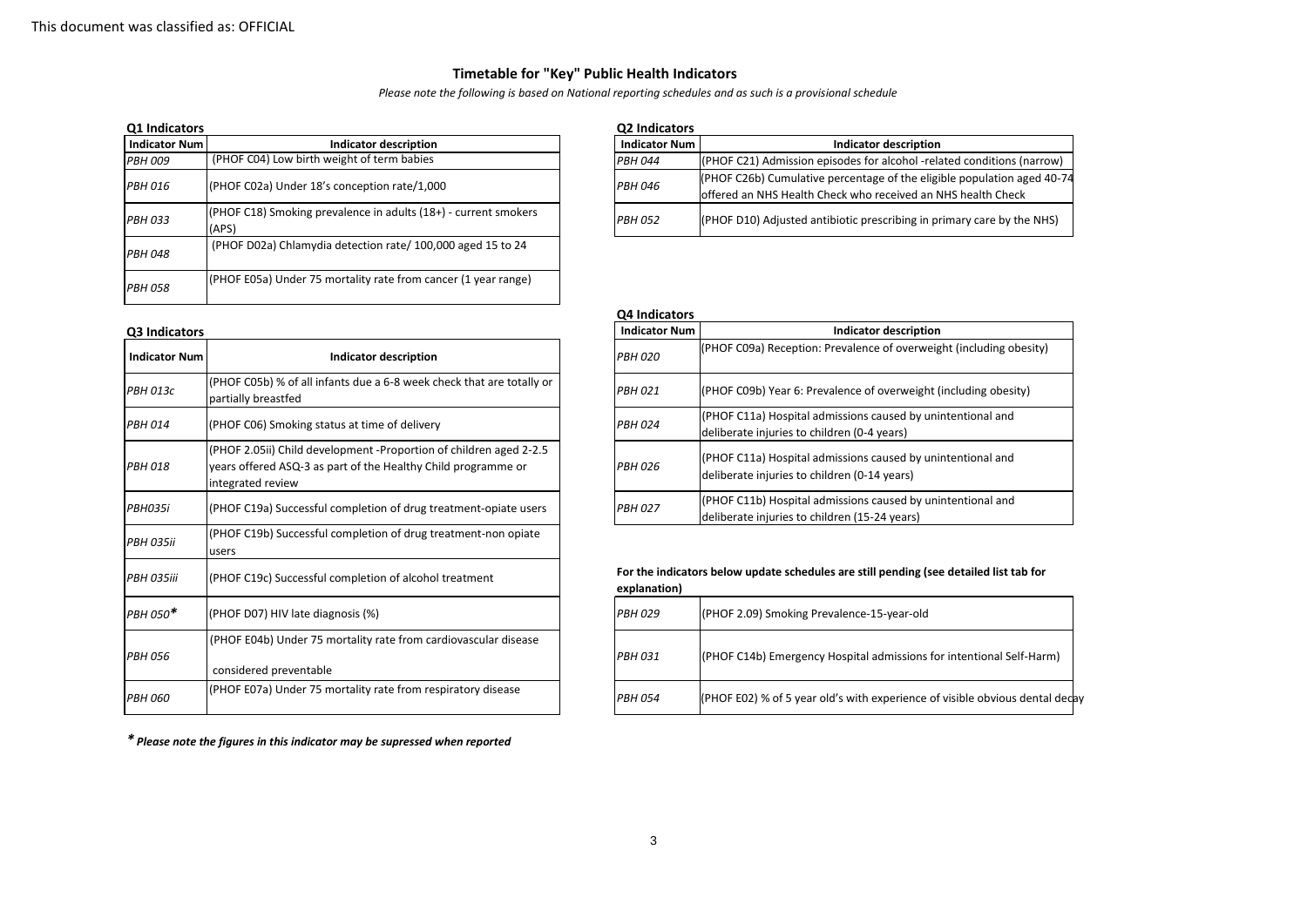This document was classified as: OFFICIAL

# Timetable for "Key" Public Health Indicators

*Please note the following is based on National reporting schedules and as such is a provisional schedule*

### Q1 Indicators

| Indicator Num | Indicator description |
|---|---|
| *PBH 009* | (PHOF C04) Low birth weight of term babies |
| *PBH 016* | (PHOF C02a) Under 18's conception rate/1,000 |
| *PBH 033* | (PHOF C18) Smoking prevalence in adults (18+) - current smokers (APS) |
| *PBH 048* | (PHOF D02a) Chlamydia detection rate/ 100,000 aged 15 to 24 |
| *PBH 058* | (PHOF E05a) Under 75 mortality rate from cancer (1 year range) |

### Q2 Indicators

| Indicator Num | Indicator description |
|---|---|
| *PBH 044* | (PHOF C21) Admission episodes for alcohol -related conditions (narrow) |
| *PBH 046* | (PHOF C26b) Cumulative percentage of the eligible population aged 40-74 offered an NHS Health Check who received an NHS health Check |
| *PBH 052* | (PHOF D10) Adjusted antibiotic prescribing in primary care by the NHS) |

### Q3 Indicators

| Indicator Num | Indicator description |
|---|---|
| *PBH 013c* | (PHOF C05b) % of all infants due a 6-8 week check that are totally or partially breastfed |
| *PBH 014* | (PHOF C06) Smoking status at time of delivery |
| *PBH 018* | (PHOF 2.05ii) Child development -Proportion of children aged 2-2.5 years offered ASQ-3 as part of the Healthy Child programme or integrated review |
| *PBH035i* | (PHOF C19a) Successful completion of drug treatment-opiate users |
| *PBH 035ii* | (PHOF C19b) Successful completion of drug treatment-non opiate users |
| *PBH 035iii* | (PHOF C19c) Successful completion of alcohol treatment |
| *PBH 050** | (PHOF D07) HIV late diagnosis (%) |
| *PBH 056* | (PHOF E04b) Under 75 mortality rate from cardiovascular disease considered preventable |
| *PBH 060* | (PHOF E07a) Under 75 mortality rate from respiratory disease |

***** ***Please note the figures in this indicator may be supressed when reported***

### Q4 Indicators

| Indicator Num | Indicator description |
|---|---|
| *PBH 020* | (PHOF C09a) Reception: Prevalence of overweight (including obesity) |
| *PBH 021* | (PHOF C09b) Year 6: Prevalence of overweight (including obesity) |
| *PBH 024* | (PHOF C11a) Hospital admissions caused by unintentional and deliberate injuries to children (0-4 years) |
| *PBH 026* | (PHOF C11a) Hospital admissions caused by unintentional and deliberate injuries to children (0-14 years) |
| *PBH 027* | (PHOF C11b) Hospital admissions caused by unintentional and deliberate injuries to children (15-24 years) |

**For the indicators below update schedules are still pending (see detailed list tab for explanation)**

| | |
|---|---|
| *PBH 029* | (PHOF 2.09) Smoking Prevalence-15-year-old |
| *PBH 031* | (PHOF C14b) Emergency Hospital admissions for intentional Self-Harm) |
| *PBH 054* | (PHOF E02) % of 5 year old's with experience of visible obvious dental decay |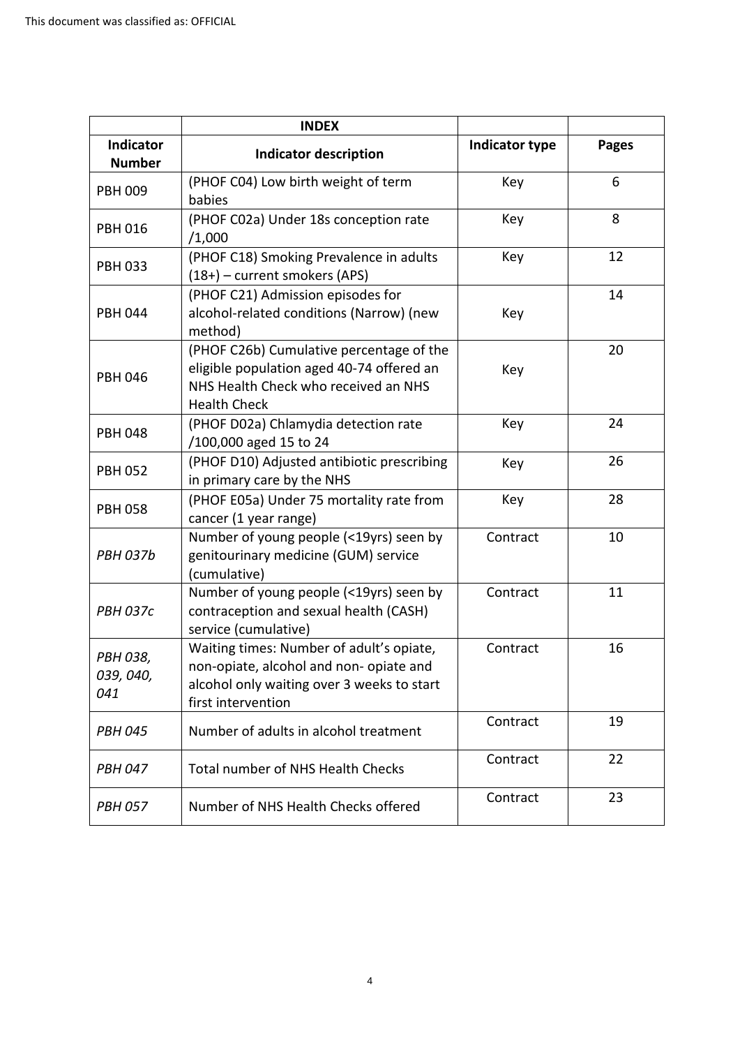This document was classified as: OFFICIAL

| | **INDEX** | | |
|---|---|---|---|
| **Indicator Number** | **Indicator description** | **Indicator type** | **Pages** |
| PBH 009 | (PHOF C04) Low birth weight of term babies | Key | 6 |
| PBH 016 | (PHOF C02a) Under 18s conception rate /1,000 | Key | 8 |
| PBH 033 | (PHOF C18) Smoking Prevalence in adults (18+) – current smokers (APS) | Key | 12 |
| PBH 044 | (PHOF C21) Admission episodes for alcohol-related conditions (Narrow) (new method) | Key | 14 |
| PBH 046 | (PHOF C26b) Cumulative percentage of the eligible population aged 40-74 offered an NHS Health Check who received an NHS Health Check | Key | 20 |
| PBH 048 | (PHOF D02a) Chlamydia detection rate /100,000 aged 15 to 24 | Key | 24 |
| PBH 052 | (PHOF D10) Adjusted antibiotic prescribing in primary care by the NHS | Key | 26 |
| PBH 058 | (PHOF E05a) Under 75 mortality rate from cancer (1 year range) | Key | 28 |
| *PBH 037b* | Number of young people (<19yrs) seen by genitourinary medicine (GUM) service (cumulative) | Contract | 10 |
| *PBH 037c* | Number of young people (<19yrs) seen by contraception and sexual health (CASH) service (cumulative) | Contract | 11 |
| *PBH 038, 039, 040, 041* | Waiting times: Number of adult's opiate, non-opiate, alcohol and non- opiate and alcohol only waiting over 3 weeks to start first intervention | Contract | 16 |
| *PBH 045* | Number of adults in alcohol treatment | Contract | 19 |
| *PBH 047* | Total number of NHS Health Checks | Contract | 22 |
| *PBH 057* | Number of NHS Health Checks offered | Contract | 23 |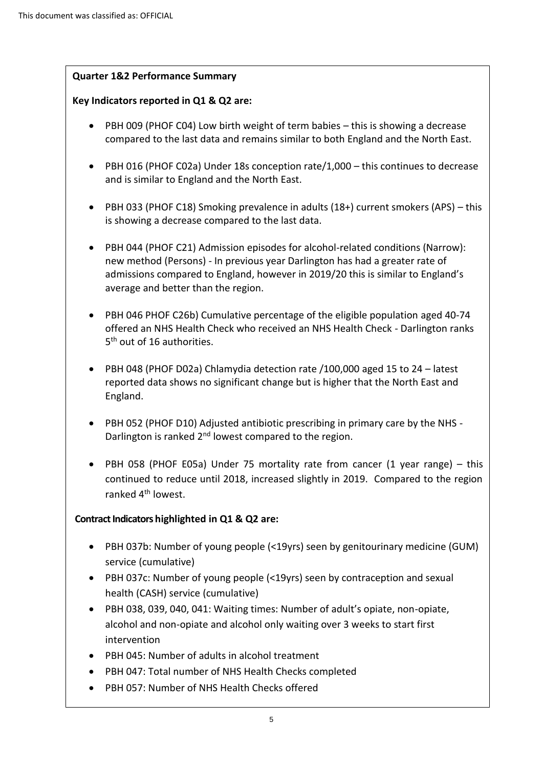**Quarter 1&2 Performance Summary**

**Key Indicators reported in Q1 & Q2 are:**

- PBH 009 (PHOF C04) Low birth weight of term babies – this is showing a decrease compared to the last data and remains similar to both England and the North East.
- PBH 016 (PHOF C02a) Under 18s conception rate/1,000 – this continues to decrease and is similar to England and the North East.
- PBH 033 (PHOF C18) Smoking prevalence in adults (18+) current smokers (APS) – this is showing a decrease compared to the last data.
- PBH 044 (PHOF C21) Admission episodes for alcohol-related conditions (Narrow): new method (Persons) - In previous year Darlington has had a greater rate of admissions compared to England, however in 2019/20 this is similar to England's average and better than the region.
- PBH 046 PHOF C26b) Cumulative percentage of the eligible population aged 40-74 offered an NHS Health Check who received an NHS Health Check - Darlington ranks 5th out of 16 authorities.
- PBH 048 (PHOF D02a) Chlamydia detection rate /100,000 aged 15 to 24 – latest reported data shows no significant change but is higher that the North East and England.
- PBH 052 (PHOF D10) Adjusted antibiotic prescribing in primary care by the NHS - Darlington is ranked 2nd lowest compared to the region.
- PBH 058 (PHOF E05a) Under 75 mortality rate from cancer (1 year range) – this continued to reduce until 2018, increased slightly in 2019. Compared to the region ranked 4th lowest.

**Contract Indicators highlighted in Q1 & Q2 are:**

- PBH 037b: Number of young people (<19yrs) seen by genitourinary medicine (GUM) service (cumulative)
- PBH 037c: Number of young people (<19yrs) seen by contraception and sexual health (CASH) service (cumulative)
- PBH 038, 039, 040, 041: Waiting times: Number of adult's opiate, non-opiate, alcohol and non-opiate and alcohol only waiting over 3 weeks to start first intervention
- PBH 045: Number of adults in alcohol treatment
- PBH 047: Total number of NHS Health Checks completed
- PBH 057: Number of NHS Health Checks offered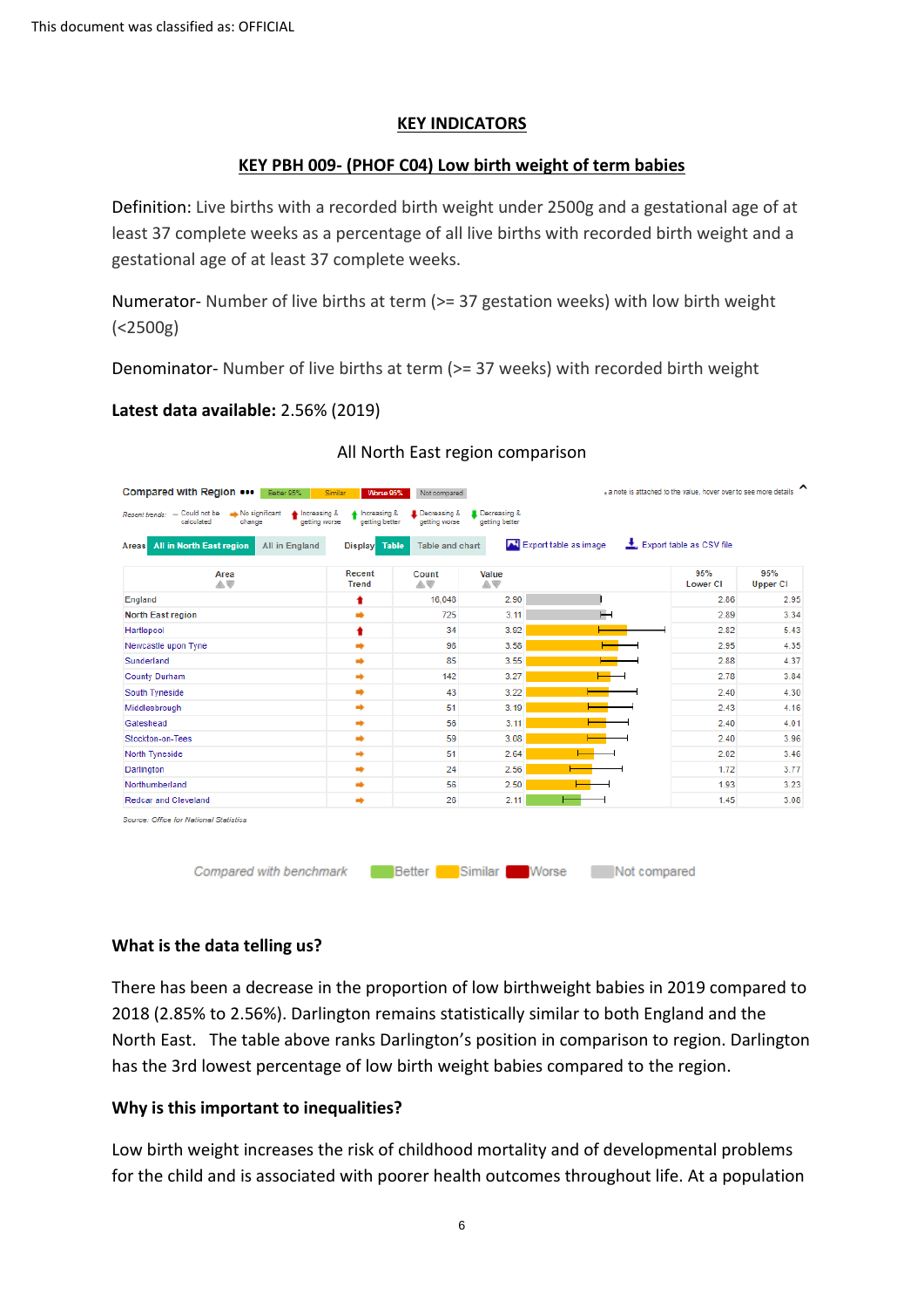# KEY INDICATORS

## KEY PBH 009- (PHOF C04) Low birth weight of term babies

Definition: Live births with a recorded birth weight under 2500g and a gestational age of at least 37 complete weeks as a percentage of all live births with recorded birth weight and a gestational age of at least 37 complete weeks.

Numerator- Number of live births at term (>= 37 gestation weeks) with low birth weight (<2500g)

Denominator- Number of live births at term (>= 37 weeks) with recorded birth weight

**Latest data available:** 2.56% (2019)

All North East region comparison

| Area | Recent Trend | Count | Value | 95% Lower CI | 95% Upper CI |
|---|---|---|---|---|---|
| England | Increasing & getting worse | 16,048 | 2.90 | 2.86 | 2.95 |
| North East region | No significant change | 725 | 3.11 | 2.89 | 3.34 |
| Hartlepool | Increasing & getting worse | 34 | 3.92 | 2.82 | 5.43 |
| Newcastle upon Tyne | No significant change | 98 | 3.58 | 2.95 | 4.35 |
| Sunderland | No significant change | 85 | 3.55 | 2.88 | 4.37 |
| County Durham | No significant change | 142 | 3.27 | 2.78 | 3.84 |
| South Tyneside | No significant change | 43 | 3.22 | 2.40 | 4.30 |
| Middlesbrough | No significant change | 51 | 3.19 | 2.43 | 4.16 |
| Gateshead | No significant change | 56 | 3.11 | 2.40 | 4.01 |
| Stockton-on-Tees | No significant change | 59 | 3.08 | 2.40 | 3.96 |
| North Tyneside | No significant change | 51 | 2.64 | 2.02 | 3.46 |
| Darlington | No significant change | 24 | 2.56 | 1.72 | 3.77 |
| Northumberland | No significant change | 56 | 2.50 | 1.93 | 3.23 |
| Redcar and Cleveland | No significant change | 28 | 2.11 | 1.45 | 3.06 |

Source: Office for National Statistics

Compared with benchmark: Better, Similar, Worse, Not compared

### What is the data telling us?

There has been a decrease in the proportion of low birthweight babies in 2019 compared to 2018 (2.85% to 2.56%). Darlington remains statistically similar to both England and the North East. The table above ranks Darlington's position in comparison to region. Darlington has the 3rd lowest percentage of low birth weight babies compared to the region.

### Why is this important to inequalities?

Low birth weight increases the risk of childhood mortality and of developmental problems for the child and is associated with poorer health outcomes throughout life. At a population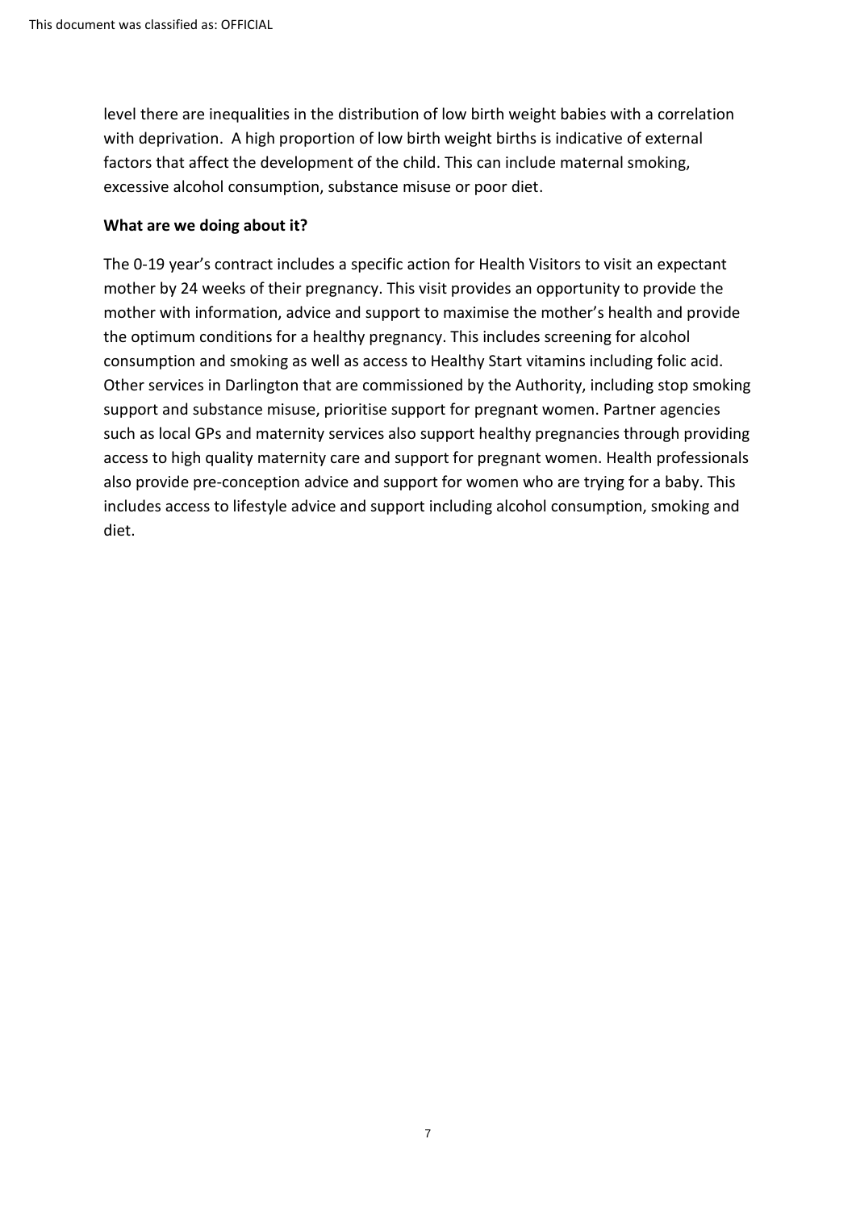level there are inequalities in the distribution of low birth weight babies with a correlation with deprivation. A high proportion of low birth weight births is indicative of external factors that affect the development of the child. This can include maternal smoking, excessive alcohol consumption, substance misuse or poor diet.

**What are we doing about it?**

The 0-19 year's contract includes a specific action for Health Visitors to visit an expectant mother by 24 weeks of their pregnancy. This visit provides an opportunity to provide the mother with information, advice and support to maximise the mother's health and provide the optimum conditions for a healthy pregnancy. This includes screening for alcohol consumption and smoking as well as access to Healthy Start vitamins including folic acid. Other services in Darlington that are commissioned by the Authority, including stop smoking support and substance misuse, prioritise support for pregnant women. Partner agencies such as local GPs and maternity services also support healthy pregnancies through providing access to high quality maternity care and support for pregnant women. Health professionals also provide pre-conception advice and support for women who are trying for a baby. This includes access to lifestyle advice and support including alcohol consumption, smoking and diet.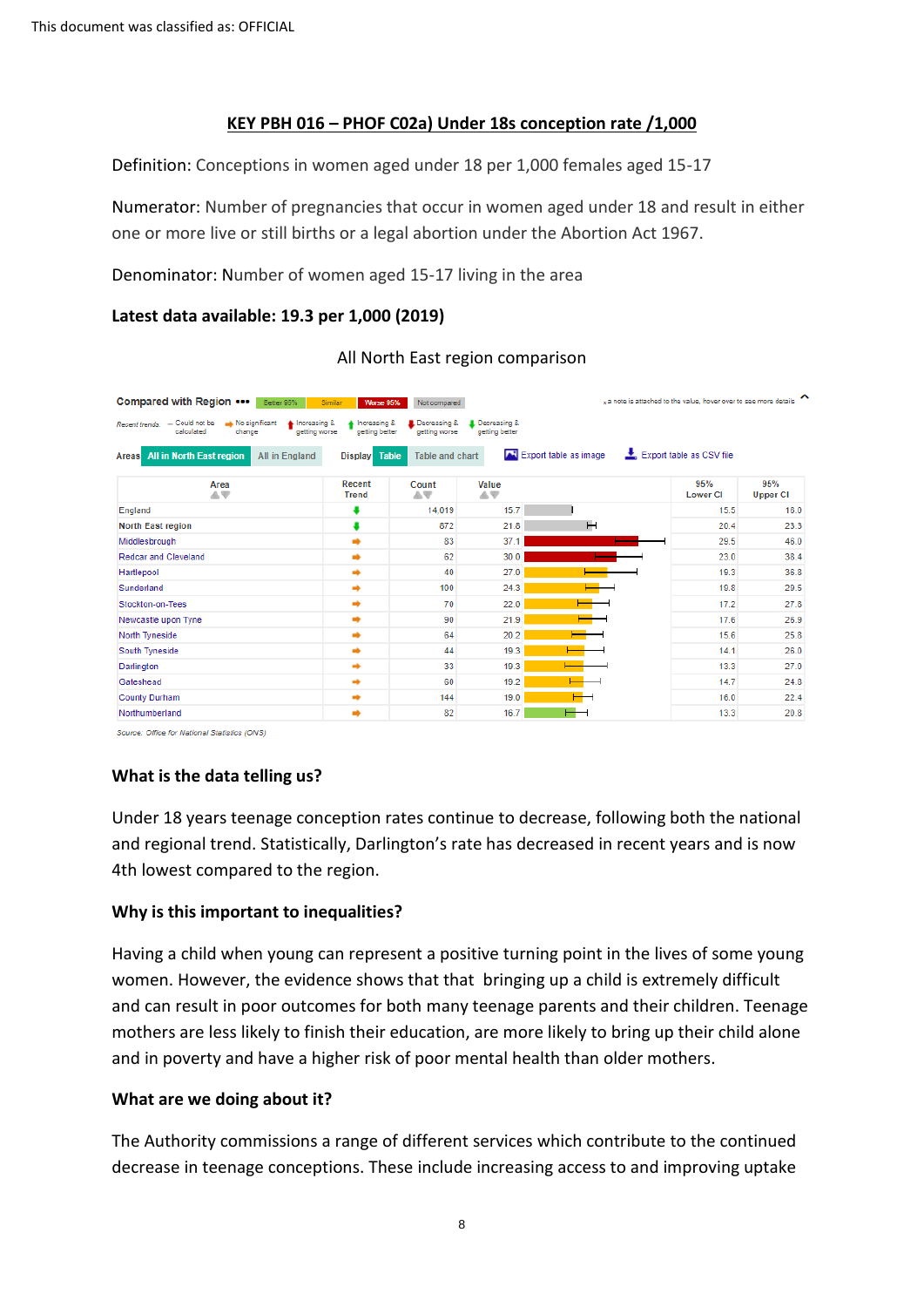This document was classified as: OFFICIAL

## KEY PBH 016 – PHOF C02a) Under 18s conception rate /1,000

Definition: Conceptions in women aged under 18 per 1,000 females aged 15-17

Numerator: Number of pregnancies that occur in women aged under 18 and result in either one or more live or still births or a legal abortion under the Abortion Act 1967.

Denominator: Number of women aged 15-17 living in the area

**Latest data available: 19.3 per 1,000 (2019)**

All North East region comparison

Compared with Region ••• Better 95% | Similar | Worse 95% | Not compared

Recent trends: – Could not be calculated | No significant change | Increasing & getting worse | Increasing & getting better | Decreasing & getting worse | Decreasing & getting better

Areas: All in North East region | All in England — Display: Table | Table and chart — Export table as image — Export table as CSV file

| Area | Recent Trend | Count | Value | 95% Lower CI | 95% Upper CI |
|---|---|---|---|---|---|
| England | Decreasing & getting better | 14,019 | 15.7 | 15.5 | 16.0 |
| North East region | Decreasing & getting better | 872 | 21.8 | 20.4 | 23.3 |
| Middlesbrough | No significant change | 83 | 37.1 | 29.5 | 46.0 |
| Redcar and Cleveland | No significant change | 62 | 30.0 | 23.0 | 38.4 |
| Hartlepool | No significant change | 40 | 27.0 | 19.3 | 36.8 |
| Sunderland | No significant change | 100 | 24.3 | 19.8 | 29.5 |
| Stockton-on-Tees | No significant change | 70 | 22.0 | 17.2 | 27.8 |
| Newcastle upon Tyne | No significant change | 90 | 21.9 | 17.6 | 26.9 |
| North Tyneside | No significant change | 64 | 20.2 | 15.6 | 25.8 |
| South Tyneside | No significant change | 44 | 19.3 | 14.1 | 26.0 |
| Darlington | No significant change | 33 | 19.3 | 13.3 | 27.0 |
| Gateshead | No significant change | 60 | 19.2 | 14.7 | 24.8 |
| County Durham | No significant change | 144 | 19.0 | 16.0 | 22.4 |
| Northumberland | No significant change | 82 | 16.7 | 13.3 | 20.8 |

Source: Office for National Statistics (ONS)

### What is the data telling us?

Under 18 years teenage conception rates continue to decrease, following both the national and regional trend. Statistically, Darlington's rate has decreased in recent years and is now 4th lowest compared to the region.

### Why is this important to inequalities?

Having a child when young can represent a positive turning point in the lives of some young women. However, the evidence shows that that bringing up a child is extremely difficult and can result in poor outcomes for both many teenage parents and their children. Teenage mothers are less likely to finish their education, are more likely to bring up their child alone and in poverty and have a higher risk of poor mental health than older mothers.

### What are we doing about it?

The Authority commissions a range of different services which contribute to the continued decrease in teenage conceptions. These include increasing access to and improving uptake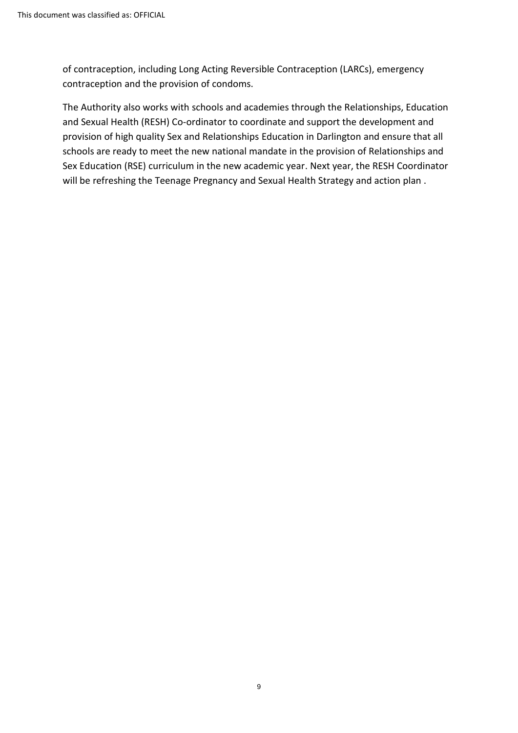of contraception, including Long Acting Reversible Contraception (LARCs), emergency contraception and the provision of condoms.

The Authority also works with schools and academies through the Relationships, Education and Sexual Health (RESH) Co-ordinator to coordinate and support the development and provision of high quality Sex and Relationships Education in Darlington and ensure that all schools are ready to meet the new national mandate in the provision of Relationships and Sex Education (RSE) curriculum in the new academic year. Next year, the RESH Coordinator will be refreshing the Teenage Pregnancy and Sexual Health Strategy and action plan .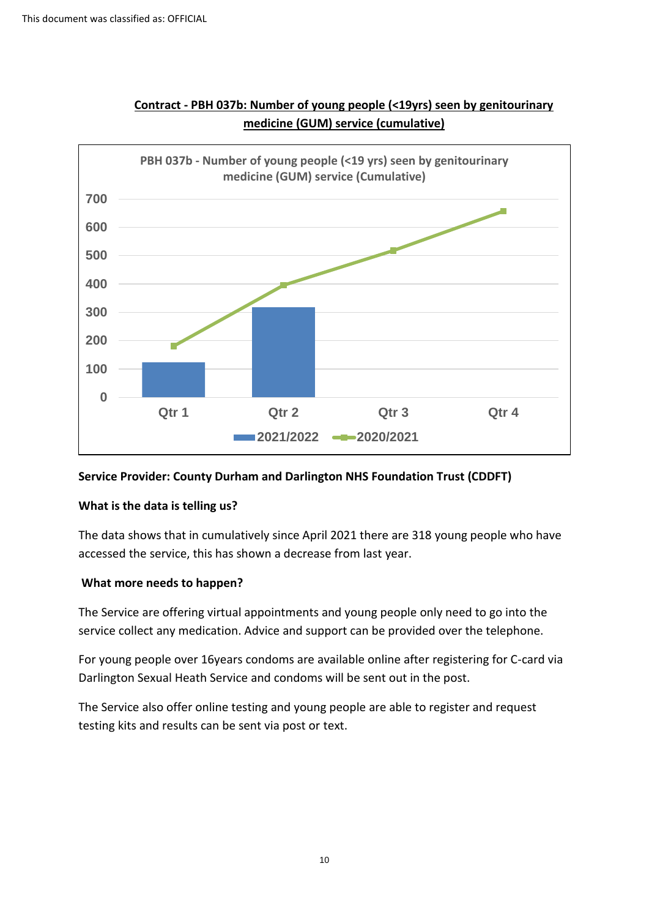## Contract - PBH 037b: Number of young people (<19yrs) seen by genitourinary medicine (GUM) service (cumulative)

PBH 037b - Number of young people (<19 yrs) seen by genitourinary medicine (GUM) service (Cumulative)

| | Qtr 1 | Qtr 2 | Qtr 3 | Qtr 4 |
|---|---|---|---|---|
| 2021/2022 | 123 | 318 | | |
| 2020/2021 | 181 | 397 | 518 | 657 |

**Service Provider: County Durham and Darlington NHS Foundation Trust (CDDFT)**

**What is the data is telling us?**

The data shows that in cumulatively since April 2021 there are 318 young people who have accessed the service, this has shown a decrease from last year.

**What more needs to happen?**

The Service are offering virtual appointments and young people only need to go into the service collect any medication. Advice and support can be provided over the telephone.

For young people over 16years condoms are available online after registering for C-card via Darlington Sexual Heath Service and condoms will be sent out in the post.

The Service also offer online testing and young people are able to register and request testing kits and results can be sent via post or text.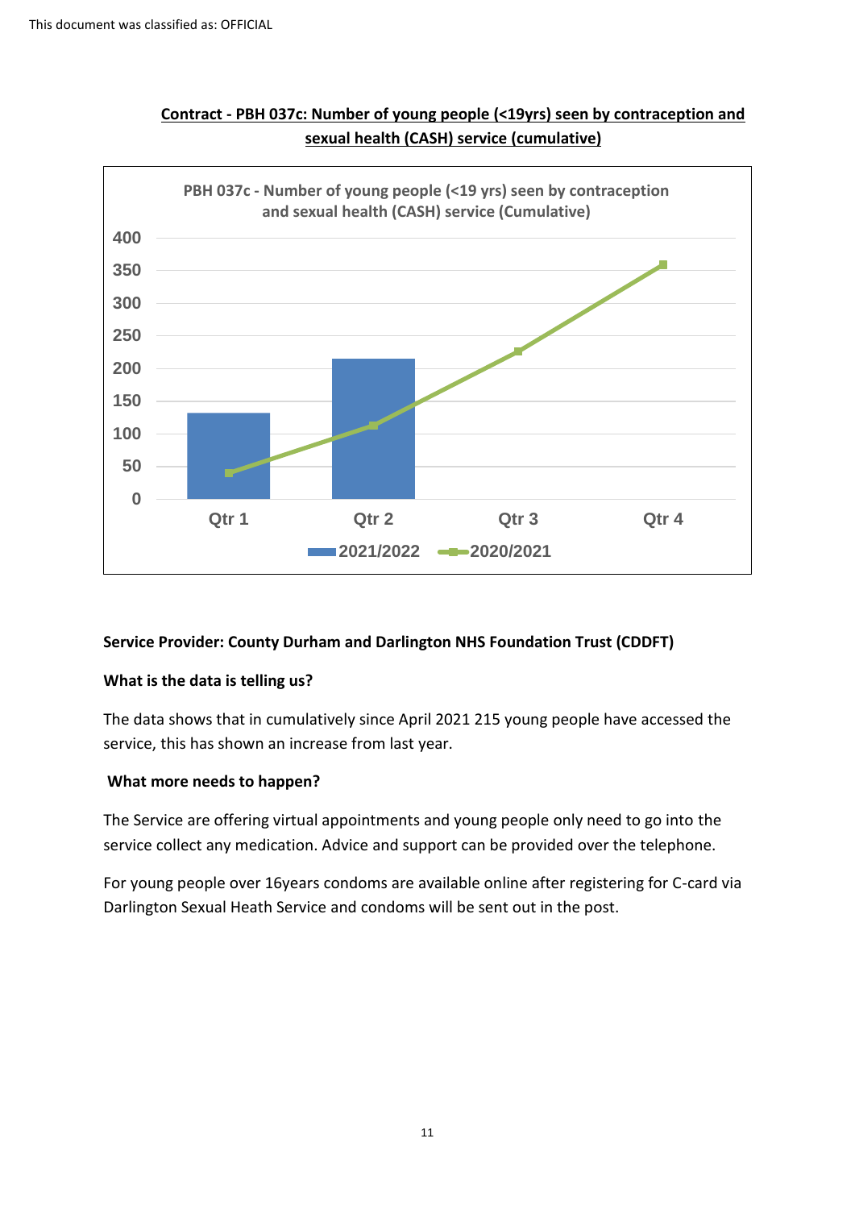This document was classified as: OFFICIAL

## Contract - PBH 037c: Number of young people (<19yrs) seen by contraception and sexual health (CASH) service (cumulative)

PBH 037c - Number of young people (<19 yrs) seen by contraception and sexual health (CASH) service (Cumulative)

**Service Provider: County Durham and Darlington NHS Foundation Trust (CDDFT)**

**What is the data is telling us?**

The data shows that in cumulatively since April 2021 215 young people have accessed the service, this has shown an increase from last year.

**What more needs to happen?**

The Service are offering virtual appointments and young people only need to go into the service collect any medication. Advice and support can be provided over the telephone.

For young people over 16years condoms are available online after registering for C-card via Darlington Sexual Heath Service and condoms will be sent out in the post.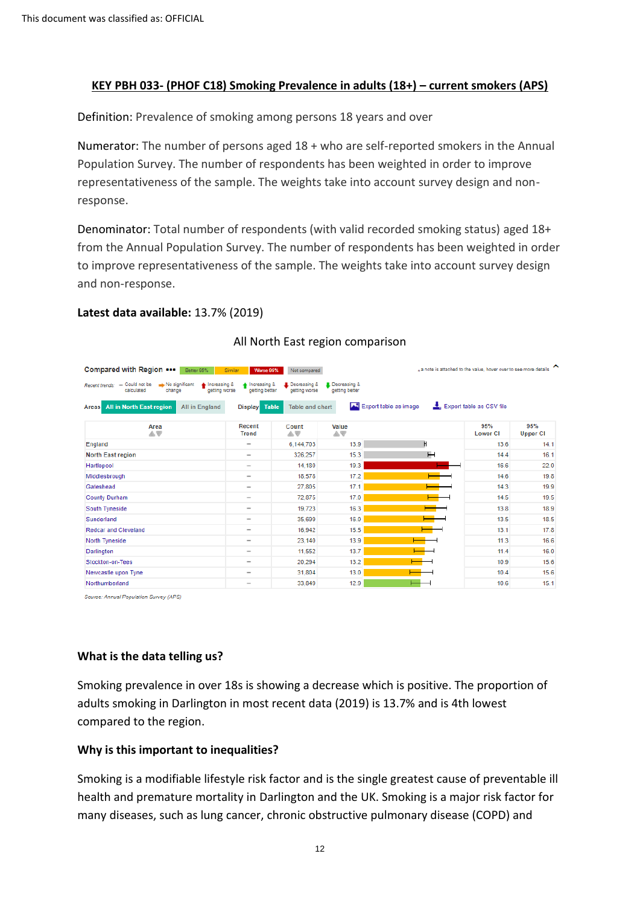This document was classified as: OFFICIAL

## KEY PBH 033- (PHOF C18) Smoking Prevalence in adults (18+) – current smokers (APS)

Definition: Prevalence of smoking among persons 18 years and over

Numerator: The number of persons aged 18 + who are self-reported smokers in the Annual Population Survey. The number of respondents has been weighted in order to improve representativeness of the sample. The weights take into account survey design and non-response.

Denominator: Total number of respondents (with valid recorded smoking status) aged 18+ from the Annual Population Survey. The number of respondents has been weighted in order to improve representativeness of the sample. The weights take into account survey design and non-response.

**Latest data available:** 13.7% (2019)

All North East region comparison

Compared with Region: Better 95% | Similar | Worse 95% | Not compared

Recent trends: – Could not be calculated | No significant change | Increasing & getting worse | Increasing & getting better | Decreasing & getting worse | Decreasing & getting better

| Area | Recent Trend | Count | Value | 95% Lower CI | 95% Upper CI |
|---|---|---|---|---|---|
| England | – | 6,144,703 | 13.9 | 13.6 | 14.1 |
| North East region | – | 326,257 | 15.3 | 14.4 | 16.1 |
| Hartlepool | – | 14,180 | 19.3 | 16.6 | 22.0 |
| Middlesbrough | – | 18,576 | 17.2 | 14.6 | 19.8 |
| Gateshead | – | 27,805 | 17.1 | 14.3 | 19.9 |
| County Durham | – | 72,875 | 17.0 | 14.5 | 19.5 |
| South Tyneside | – | 19,723 | 16.3 | 13.8 | 18.9 |
| Sunderland | – | 35,699 | 16.0 | 13.5 | 18.5 |
| Redcar and Cleveland | – | 16,942 | 15.5 | 13.1 | 17.8 |
| North Tyneside | – | 23,140 | 13.9 | 11.3 | 16.6 |
| Darlington | – | 11,552 | 13.7 | 11.4 | 16.0 |
| Stockton-on-Tees | – | 20,294 | 13.2 | 10.9 | 15.6 |
| Newcastle upon Tyne | – | 31,804 | 13.0 | 10.4 | 15.6 |
| Northumberland | – | 33,849 | 12.9 | 10.6 | 15.1 |

*Source: Annual Population Survey (APS)*

### What is the data telling us?

Smoking prevalence in over 18s is showing a decrease which is positive. The proportion of adults smoking in Darlington in most recent data (2019) is 13.7% and is 4th lowest compared to the region.

### Why is this important to inequalities?

Smoking is a modifiable lifestyle risk factor and is the single greatest cause of preventable ill health and premature mortality in Darlington and the UK. Smoking is a major risk factor for many diseases, such as lung cancer, chronic obstructive pulmonary disease (COPD) and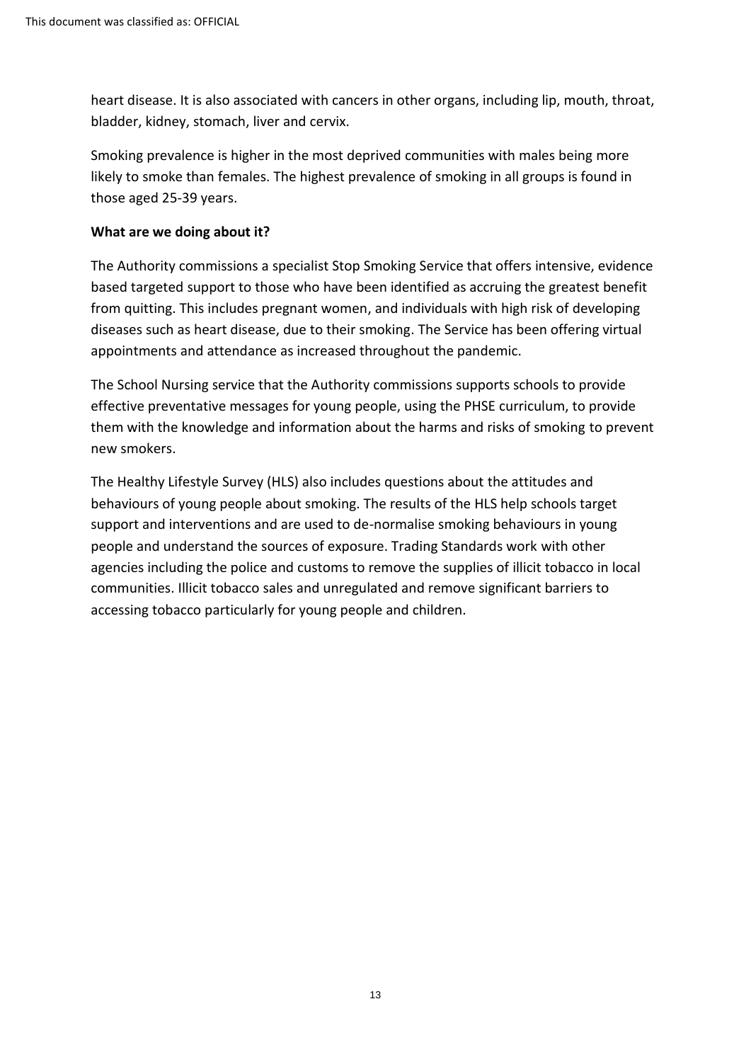heart disease. It is also associated with cancers in other organs, including lip, mouth, throat, bladder, kidney, stomach, liver and cervix.

Smoking prevalence is higher in the most deprived communities with males being more likely to smoke than females. The highest prevalence of smoking in all groups is found in those aged 25-39 years.

**What are we doing about it?**

The Authority commissions a specialist Stop Smoking Service that offers intensive, evidence based targeted support to those who have been identified as accruing the greatest benefit from quitting. This includes pregnant women, and individuals with high risk of developing diseases such as heart disease, due to their smoking. The Service has been offering virtual appointments and attendance as increased throughout the pandemic.

The School Nursing service that the Authority commissions supports schools to provide effective preventative messages for young people, using the PHSE curriculum, to provide them with the knowledge and information about the harms and risks of smoking to prevent new smokers.

The Healthy Lifestyle Survey (HLS) also includes questions about the attitudes and behaviours of young people about smoking. The results of the HLS help schools target support and interventions and are used to de-normalise smoking behaviours in young people and understand the sources of exposure. Trading Standards work with other agencies including the police and customs to remove the supplies of illicit tobacco in local communities. Illicit tobacco sales and unregulated and remove significant barriers to accessing tobacco particularly for young people and children.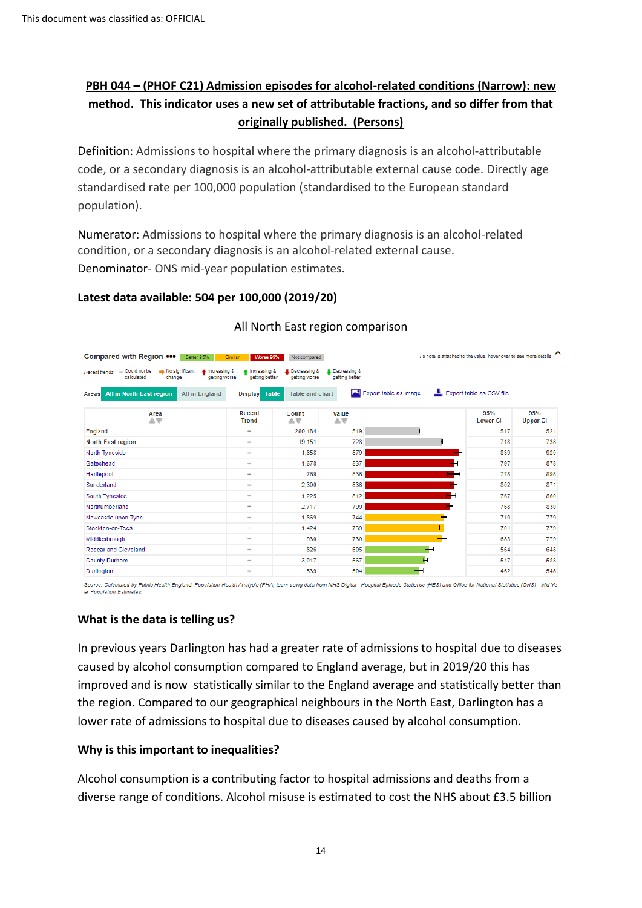This document was classified as: OFFICIAL

## PBH 044 – (PHOF C21) Admission episodes for alcohol-related conditions (Narrow): new method. This indicator uses a new set of attributable fractions, and so differ from that originally published. (Persons)

Definition: Admissions to hospital where the primary diagnosis is an alcohol-attributable code, or a secondary diagnosis is an alcohol-attributable external cause code. Directly age standardised rate per 100,000 population (standardised to the European standard population).

Numerator: Admissions to hospital where the primary diagnosis is an alcohol-related condition, or a secondary diagnosis is an alcohol-related external cause.
Denominator- ONS mid-year population estimates.

**Latest data available: 504 per 100,000 (2019/20)**

All North East region comparison

Compared with Region ••• Better 95% | Similar | Worse 95% | Not compared

Recent trends: – Could not be calculated | No significant change | Increasing & getting worse | Increasing & getting better | Decreasing & getting worse | Decreasing & getting better

Areas: All in North East region | All in England — Display: Table | Table and chart — Export table as image — Export table as CSV file

| Area | Recent Trend | Count | Value | 95% Lower CI | 95% Upper CI |
|---|---|---|---|---|---|
| England | – | 280,184 | 519 | 517 | 521 |
| North East region | – | 19,151 | 728 | 718 | 738 |
| North Tyneside | – | 1,858 | 879 | 839 | 920 |
| Gateshead | – | 1,678 | 837 | 797 | 878 |
| Hartlepool | – | 769 | 836 | 778 | 898 |
| Sunderland | – | 2,300 | 836 | 802 | 871 |
| South Tyneside | – | 1,225 | 812 | 767 | 860 |
| Northumberland | – | 2,717 | 799 | 768 | 830 |
| Newcastle upon Tyne | – | 1,869 | 744 | 710 | 779 |
| Stockton-on-Tees | – | 1,424 | 739 | 701 | 779 |
| Middlesbrough | – | 930 | 730 | 683 | 779 |
| Redcar and Cleveland | – | 826 | 605 | 564 | 648 |
| County Durham | – | 3,017 | 567 | 547 | 588 |
| Darlington | – | 539 | 504 | 462 | 548 |

*Source: Calculated by Public Health England: Population Health Analysis (PHA) team using data from NHS Digital - Hospital Episode Statistics (HES) and Office for National Statistics (ONS) - Mid Year Population Estimates*

### What is the data is telling us?

In previous years Darlington has had a greater rate of admissions to hospital due to diseases caused by alcohol consumption compared to England average, but in 2019/20 this has improved and is now statistically similar to the England average and statistically better than the region. Compared to our geographical neighbours in the North East, Darlington has a lower rate of admissions to hospital due to diseases caused by alcohol consumption.

### Why is this important to inequalities?

Alcohol consumption is a contributing factor to hospital admissions and deaths from a diverse range of conditions. Alcohol misuse is estimated to cost the NHS about £3.5 billion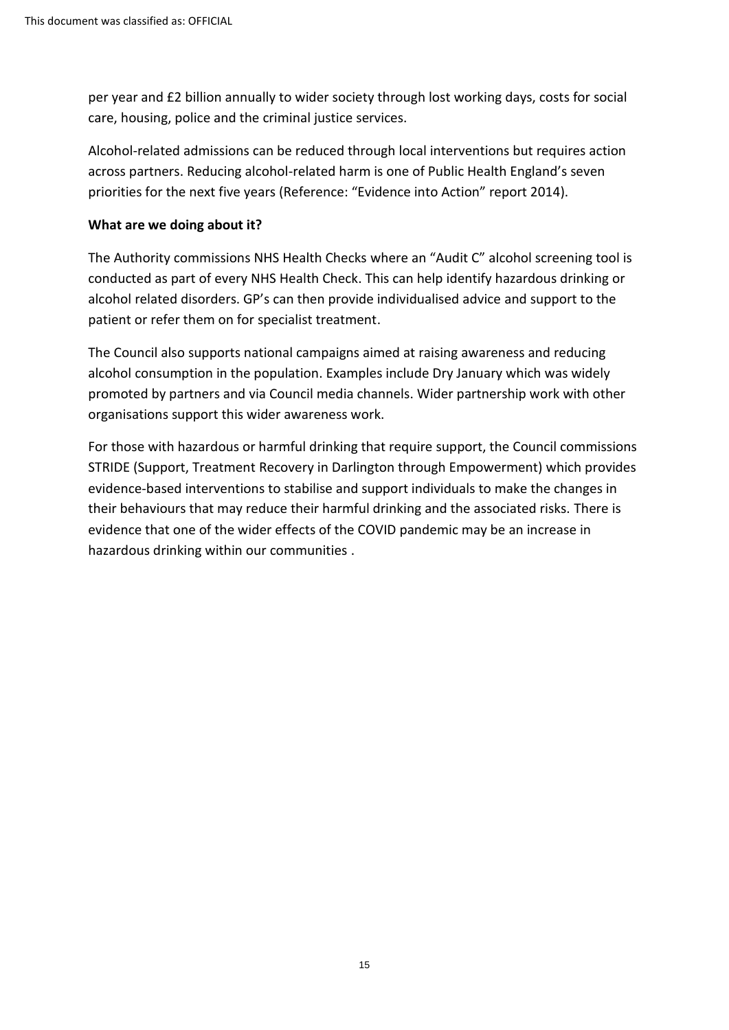per year and £2 billion annually to wider society through lost working days, costs for social care, housing, police and the criminal justice services.

Alcohol-related admissions can be reduced through local interventions but requires action across partners. Reducing alcohol-related harm is one of Public Health England's seven priorities for the next five years (Reference: "Evidence into Action" report 2014).

**What are we doing about it?**

The Authority commissions NHS Health Checks where an "Audit C" alcohol screening tool is conducted as part of every NHS Health Check. This can help identify hazardous drinking or alcohol related disorders. GP's can then provide individualised advice and support to the patient or refer them on for specialist treatment.

The Council also supports national campaigns aimed at raising awareness and reducing alcohol consumption in the population. Examples include Dry January which was widely promoted by partners and via Council media channels. Wider partnership work with other organisations support this wider awareness work.

For those with hazardous or harmful drinking that require support, the Council commissions STRIDE (Support, Treatment Recovery in Darlington through Empowerment) which provides evidence-based interventions to stabilise and support individuals to make the changes in their behaviours that may reduce their harmful drinking and the associated risks. There is evidence that one of the wider effects of the COVID pandemic may be an increase in hazardous drinking within our communities .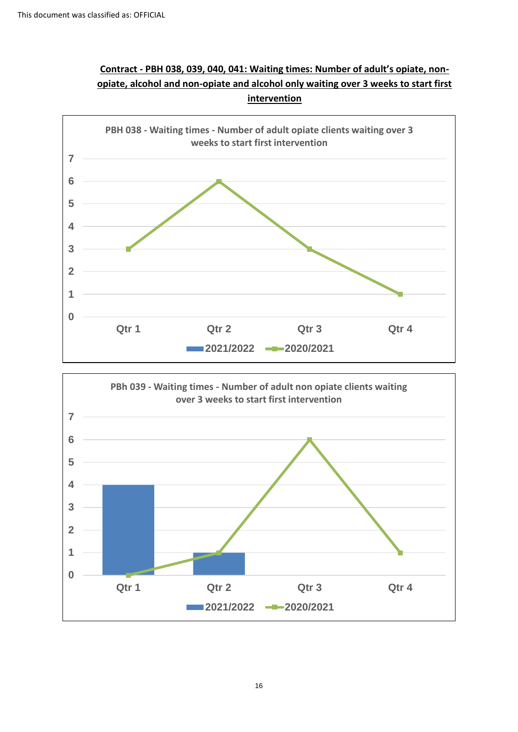**Contract - PBH 038, 039, 040, 041: Waiting times: Number of adult's opiate, non-opiate, alcohol and non-opiate and alcohol only waiting over 3 weeks to start first intervention**

**PBH 038 - Waiting times - Number of adult opiate clients waiting over 3 weeks to start first intervention**

| | 2021/2022 | 2020/2021 |
|---|---|---|
| Qtr 1 | | 3 |
| Qtr 2 | | 6 |
| Qtr 3 | | 3 |
| Qtr 4 | | 1 |

**PBh 039 - Waiting times - Number of adult non opiate clients waiting over 3 weeks to start first intervention**

| | 2021/2022 | 2020/2021 |
|---|---|---|
| Qtr 1 | 4 | 0 |
| Qtr 2 | 1 | 1 |
| Qtr 3 | | 6 |
| Qtr 4 | | 1 |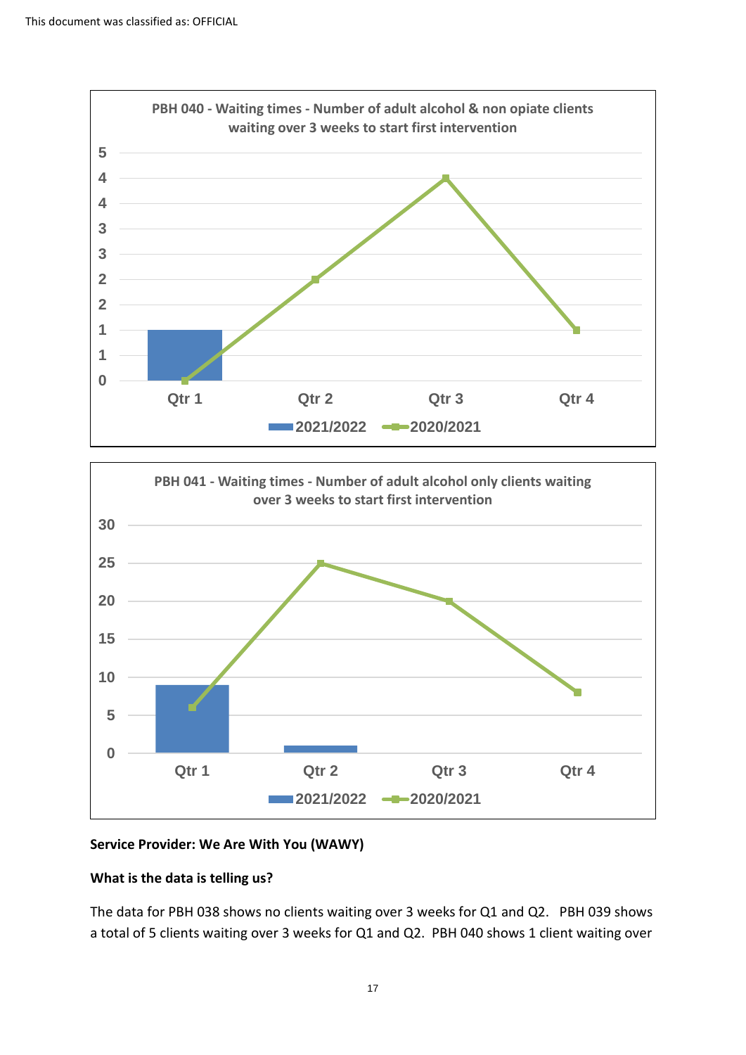**PBH 040 - Waiting times - Number of adult alcohol & non opiate clients waiting over 3 weeks to start first intervention**

| | Qtr 1 | Qtr 2 | Qtr 3 | Qtr 4 |
|---|---|---|---|---|
| 2021/2022 | 1 | | | |
| 2020/2021 | 0 | 2 | 4 | 1 |

**PBH 041 - Waiting times - Number of adult alcohol only clients waiting over 3 weeks to start first intervention**

| | Qtr 1 | Qtr 2 | Qtr 3 | Qtr 4 |
|---|---|---|---|---|
| 2021/2022 | 9 | 1 | | |
| 2020/2021 | 6 | 25 | 20 | 8 |

**Service Provider: We Are With You (WAWY)**

**What is the data is telling us?**

The data for PBH 038 shows no clients waiting over 3 weeks for Q1 and Q2. PBH 039 shows a total of 5 clients waiting over 3 weeks for Q1 and Q2. PBH 040 shows 1 client waiting over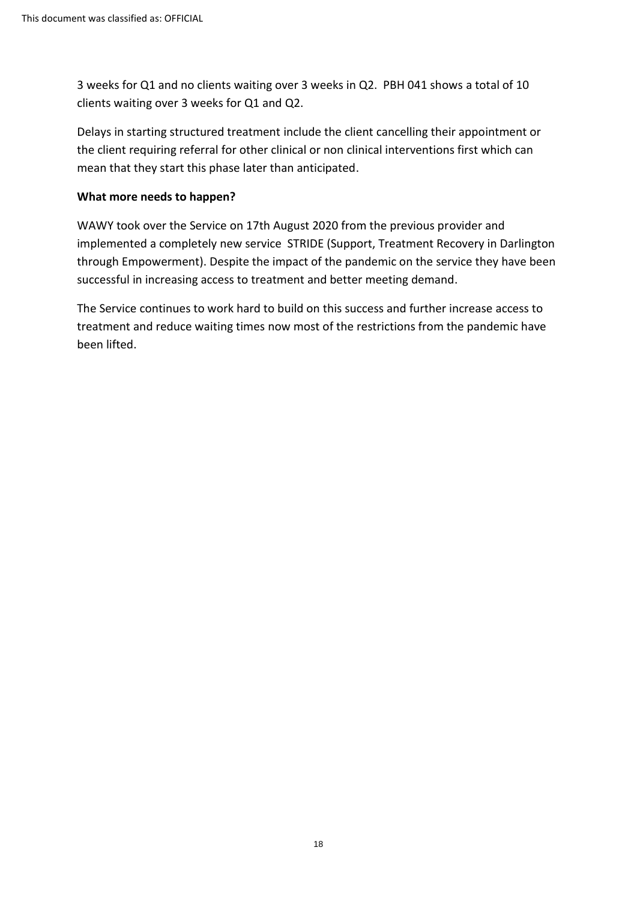3 weeks for Q1 and no clients waiting over 3 weeks in Q2. PBH 041 shows a total of 10 clients waiting over 3 weeks for Q1 and Q2.

Delays in starting structured treatment include the client cancelling their appointment or the client requiring referral for other clinical or non clinical interventions first which can mean that they start this phase later than anticipated.

**What more needs to happen?**

WAWY took over the Service on 17th August 2020 from the previous provider and implemented a completely new service STRIDE (Support, Treatment Recovery in Darlington through Empowerment). Despite the impact of the pandemic on the service they have been successful in increasing access to treatment and better meeting demand.

The Service continues to work hard to build on this success and further increase access to treatment and reduce waiting times now most of the restrictions from the pandemic have been lifted.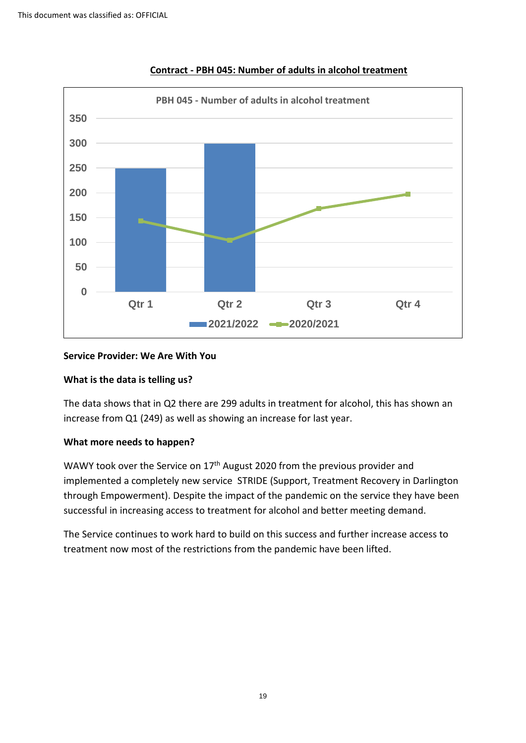## Contract - PBH 045: Number of adults in alcohol treatment

**Service Provider: We Are With You**

**What is the data is telling us?**

The data shows that in Q2 there are 299 adults in treatment for alcohol, this has shown an increase from Q1 (249) as well as showing an increase for last year.

**What more needs to happen?**

WAWY took over the Service on 17th August 2020 from the previous provider and implemented a completely new service STRIDE (Support, Treatment Recovery in Darlington through Empowerment). Despite the impact of the pandemic on the service they have been successful in increasing access to treatment for alcohol and better meeting demand.

The Service continues to work hard to build on this success and further increase access to treatment now most of the restrictions from the pandemic have been lifted.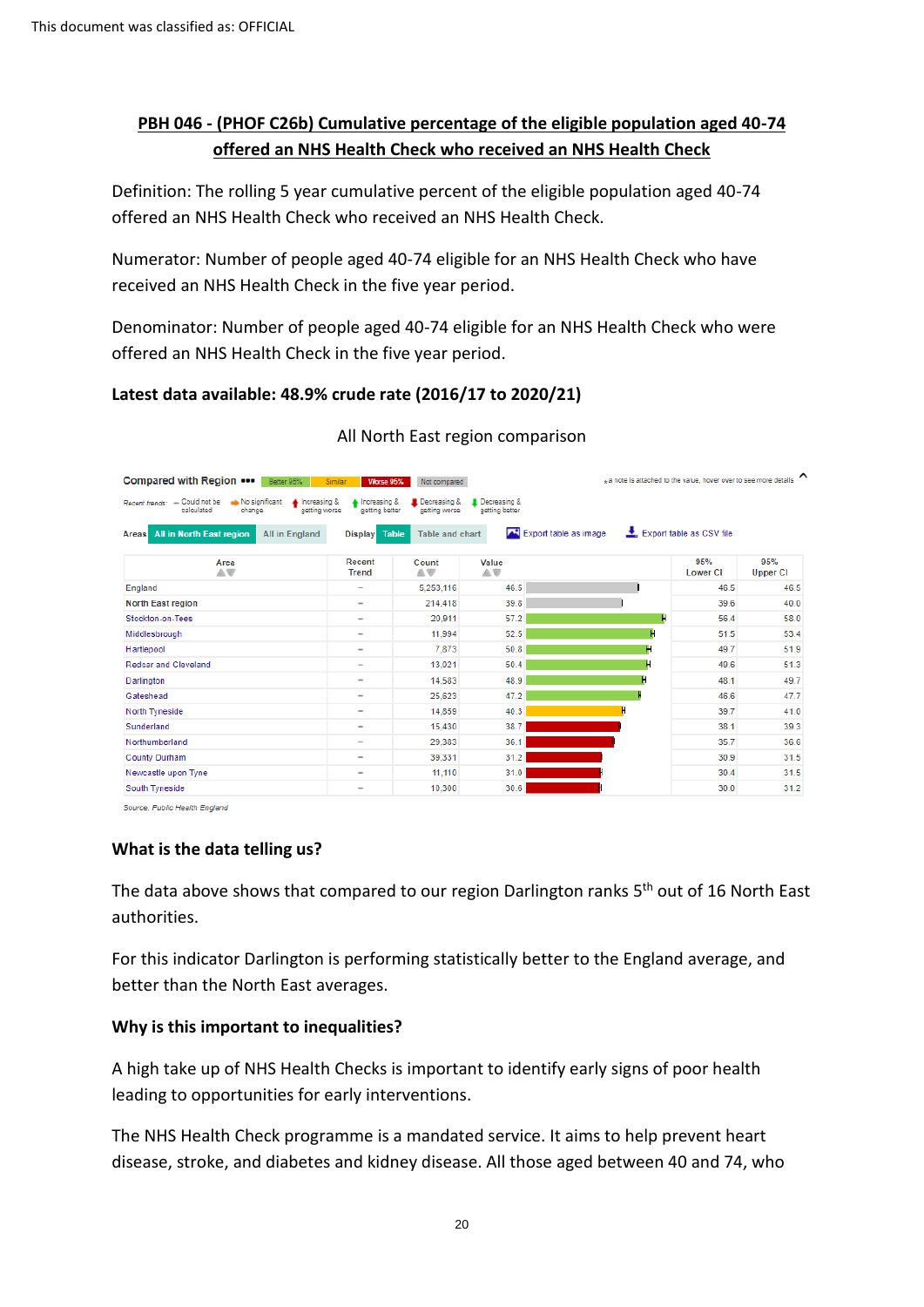This document was classified as: OFFICIAL

## PBH 046 - (PHOF C26b) Cumulative percentage of the eligible population aged 40-74 offered an NHS Health Check who received an NHS Health Check

Definition: The rolling 5 year cumulative percent of the eligible population aged 40-74 offered an NHS Health Check who received an NHS Health Check.

Numerator: Number of people aged 40-74 eligible for an NHS Health Check who have received an NHS Health Check in the five year period.

Denominator: Number of people aged 40-74 eligible for an NHS Health Check who were offered an NHS Health Check in the five year period.

**Latest data available: 48.9% crude rate (2016/17 to 2020/21)**

All North East region comparison

| Area | Recent Trend | Count | Value | 95% Lower CI | 95% Upper CI |
|---|---|---|---|---|---|
| England | – | 5,253,116 | 46.5 | 46.5 | 46.5 |
| North East region | – | 214,418 | 39.8 | 39.6 | 40.0 |
| Stockton-on-Tees | – | 20,911 | 57.2 | 56.4 | 58.0 |
| Middlesbrough | – | 11,994 | 52.5 | 51.5 | 53.4 |
| Hartlepool | – | 7,873 | 50.8 | 49.7 | 51.9 |
| Redcar and Cleveland | – | 13,021 | 50.4 | 49.6 | 51.3 |
| Darlington | – | 14,583 | 48.9 | 48.1 | 49.7 |
| Gateshead | – | 25,623 | 47.2 | 46.6 | 47.7 |
| North Tyneside | – | 14,859 | 40.3 | 39.7 | 41.0 |
| Sunderland | – | 15,430 | 38.7 | 38.1 | 39.3 |
| Northumberland | – | 29,383 | 36.1 | 35.7 | 36.6 |
| County Durham | – | 39,331 | 31.2 | 30.9 | 31.5 |
| Newcastle upon Tyne | – | 11,110 | 31.0 | 30.4 | 31.5 |
| South Tyneside | – | 10,300 | 30.6 | 30.0 | 31.2 |

Source: Public Health England

### What is the data telling us?

The data above shows that compared to our region Darlington ranks 5th out of 16 North East authorities.

For this indicator Darlington is performing statistically better to the England average, and better than the North East averages.

### Why is this important to inequalities?

A high take up of NHS Health Checks is important to identify early signs of poor health leading to opportunities for early interventions.

The NHS Health Check programme is a mandated service. It aims to help prevent heart disease, stroke, and diabetes and kidney disease. All those aged between 40 and 74, who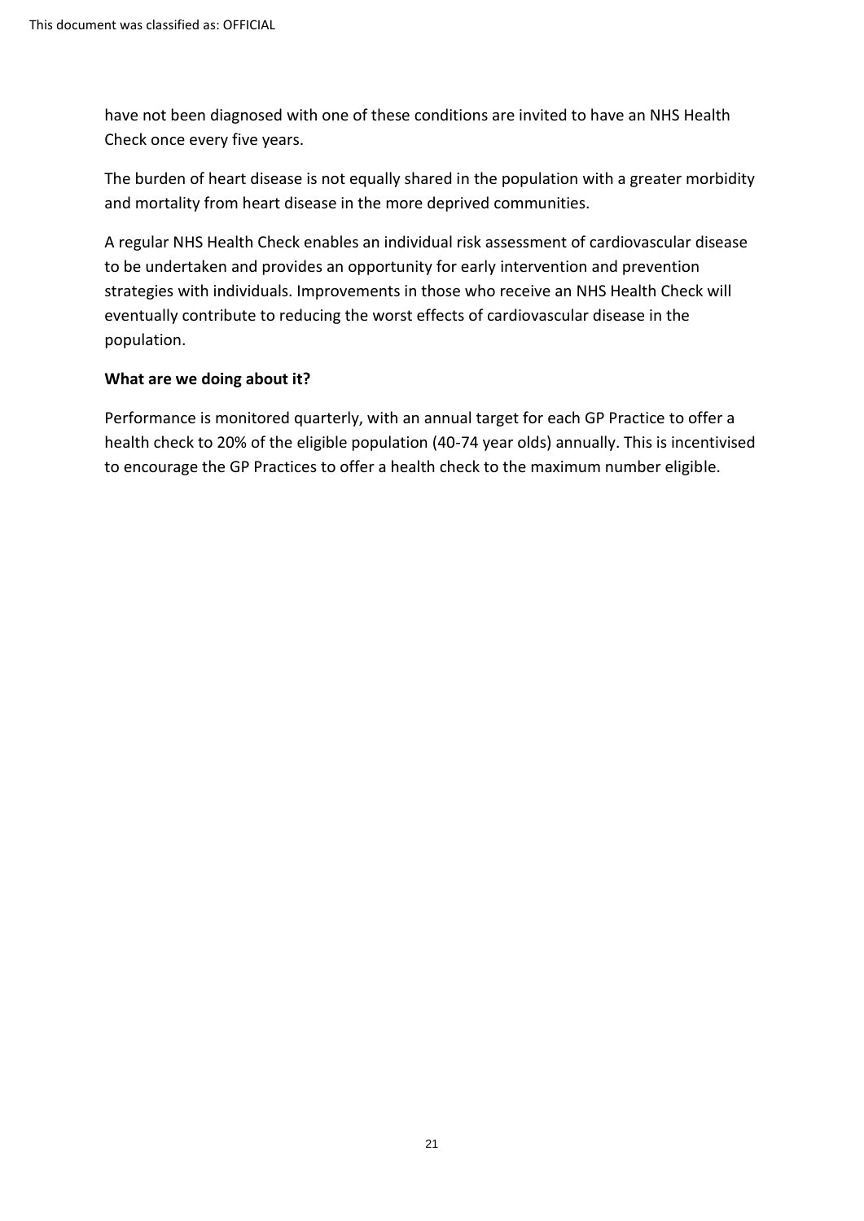have not been diagnosed with one of these conditions are invited to have an NHS Health Check once every five years.

The burden of heart disease is not equally shared in the population with a greater morbidity and mortality from heart disease in the more deprived communities.

A regular NHS Health Check enables an individual risk assessment of cardiovascular disease to be undertaken and provides an opportunity for early intervention and prevention strategies with individuals. Improvements in those who receive an NHS Health Check will eventually contribute to reducing the worst effects of cardiovascular disease in the population.

**What are we doing about it?**

Performance is monitored quarterly, with an annual target for each GP Practice to offer a health check to 20% of the eligible population (40-74 year olds) annually. This is incentivised to encourage the GP Practices to offer a health check to the maximum number eligible.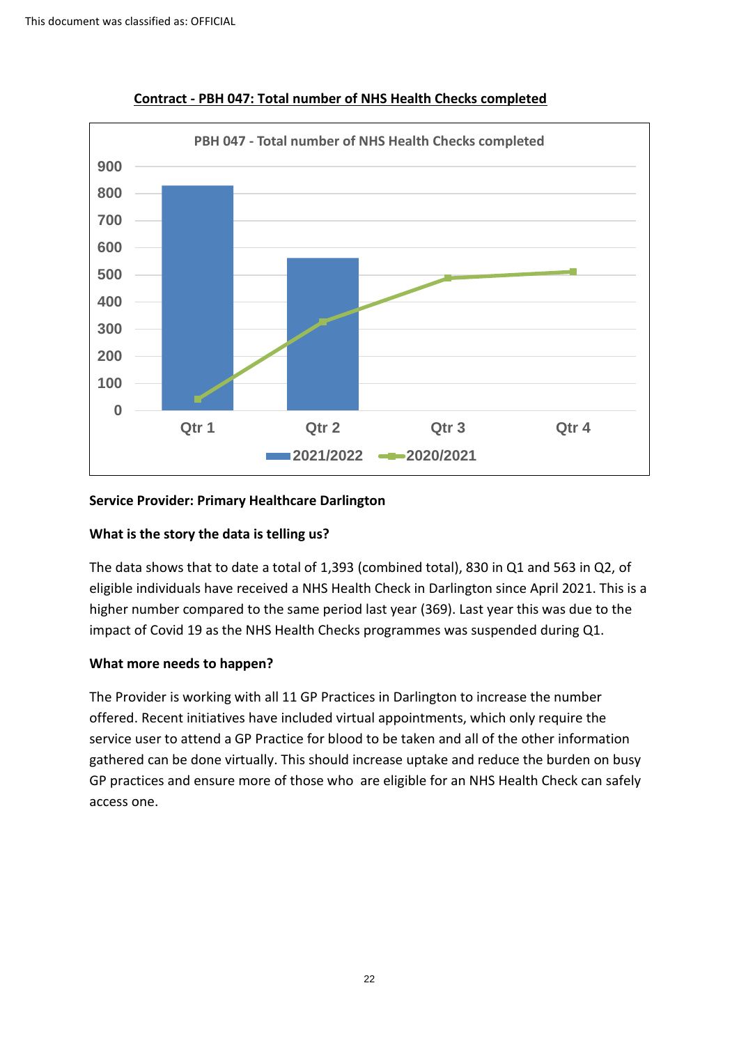## Contract - PBH 047: Total number of NHS Health Checks completed

**Service Provider: Primary Healthcare Darlington**

**What is the story the data is telling us?**

The data shows that to date a total of 1,393 (combined total), 830 in Q1 and 563 in Q2, of eligible individuals have received a NHS Health Check in Darlington since April 2021. This is a higher number compared to the same period last year (369). Last year this was due to the impact of Covid 19 as the NHS Health Checks programmes was suspended during Q1.

**What more needs to happen?**

The Provider is working with all 11 GP Practices in Darlington to increase the number offered. Recent initiatives have included virtual appointments, which only require the service user to attend a GP Practice for blood to be taken and all of the other information gathered can be done virtually. This should increase uptake and reduce the burden on busy GP practices and ensure more of those who are eligible for an NHS Health Check can safely access one.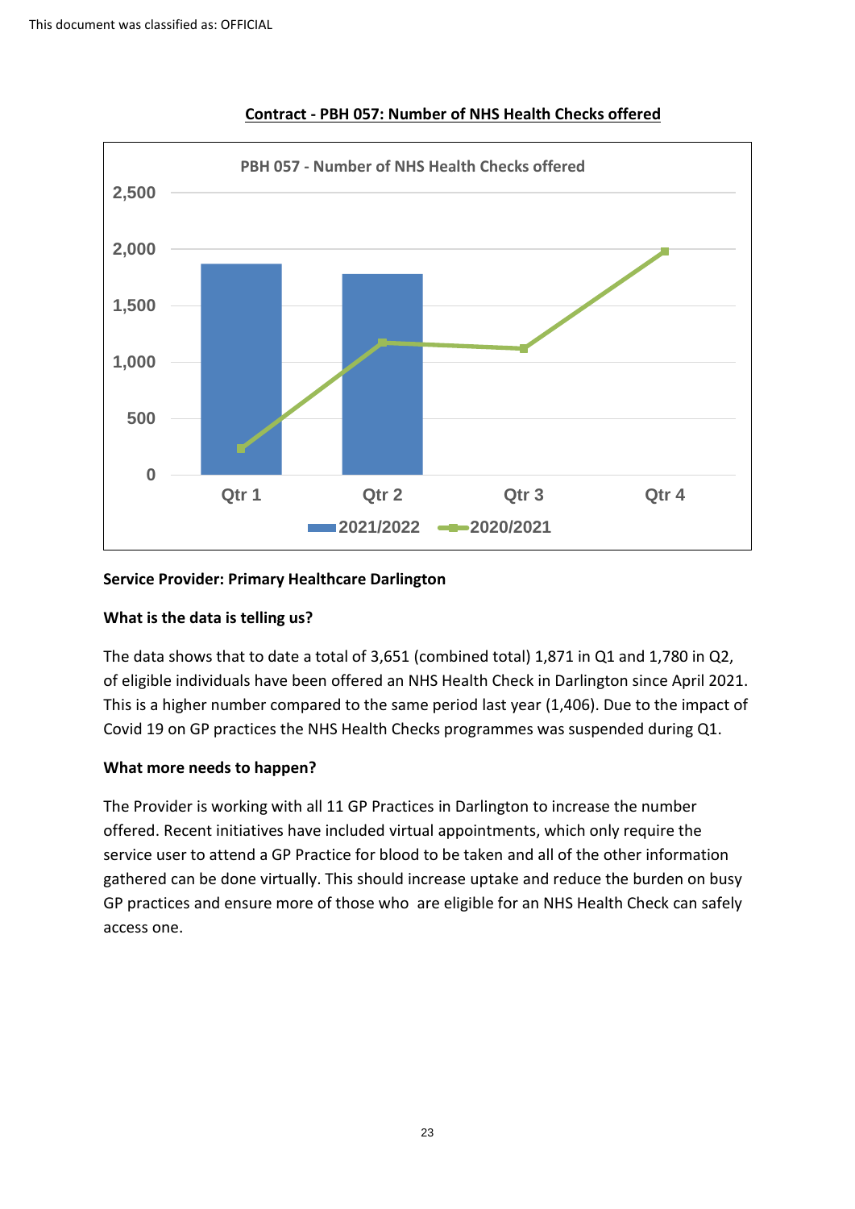## Contract - PBH 057: Number of NHS Health Checks offered

**Service Provider: Primary Healthcare Darlington**

**What is the data is telling us?**

The data shows that to date a total of 3,651 (combined total) 1,871 in Q1 and 1,780 in Q2, of eligible individuals have been offered an NHS Health Check in Darlington since April 2021. This is a higher number compared to the same period last year (1,406). Due to the impact of Covid 19 on GP practices the NHS Health Checks programmes was suspended during Q1.

**What more needs to happen?**

The Provider is working with all 11 GP Practices in Darlington to increase the number offered. Recent initiatives have included virtual appointments, which only require the service user to attend a GP Practice for blood to be taken and all of the other information gathered can be done virtually. This should increase uptake and reduce the burden on busy GP practices and ensure more of those who are eligible for an NHS Health Check can safely access one.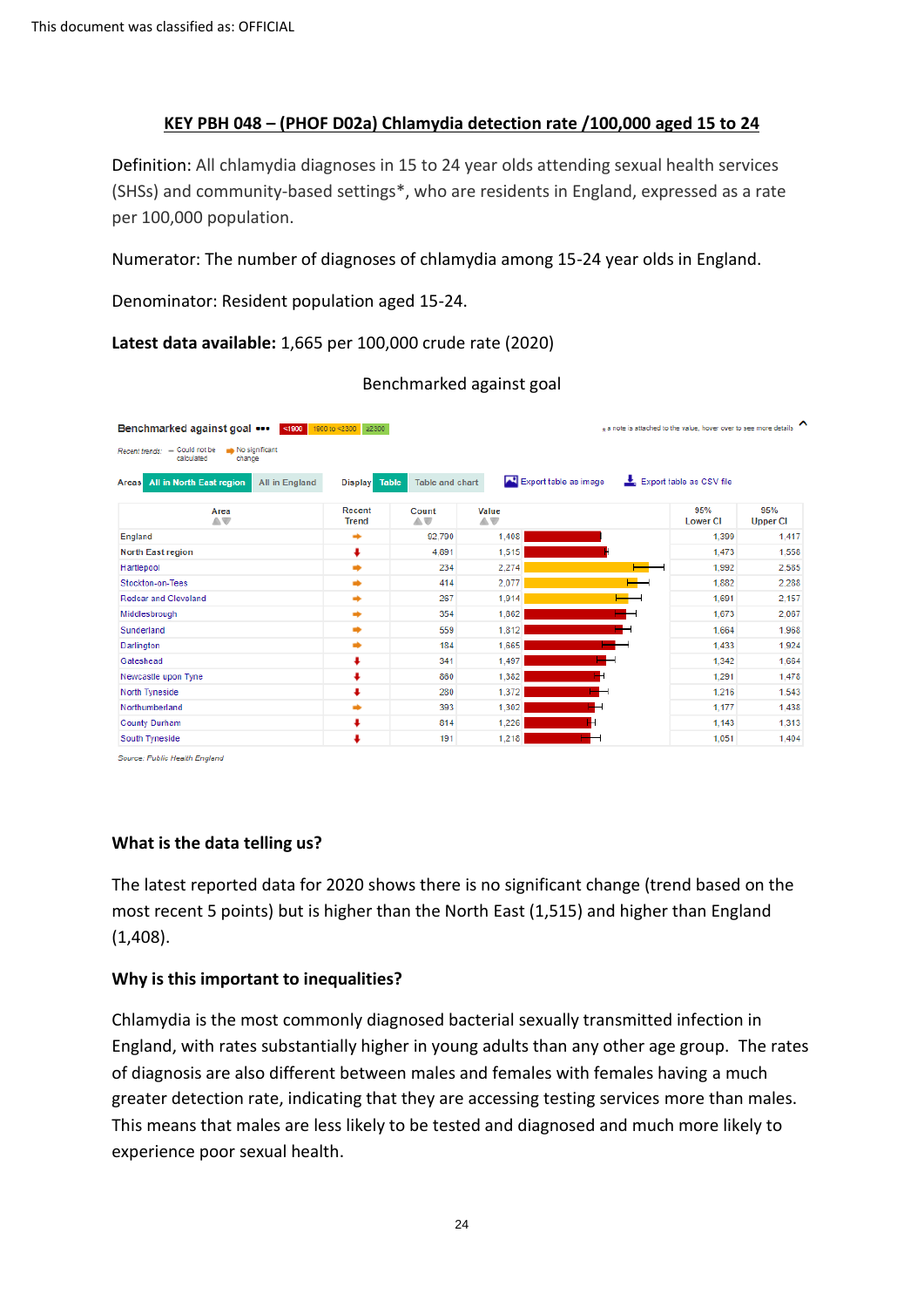This document was classified as: OFFICIAL

## KEY PBH 048 – (PHOF D02a) Chlamydia detection rate /100,000 aged 15 to 24

Definition: All chlamydia diagnoses in 15 to 24 year olds attending sexual health services (SHSs) and community-based settings*, who are residents in England, expressed as a rate per 100,000 population.

Numerator: The number of diagnoses of chlamydia among 15-24 year olds in England.

Denominator: Resident population aged 15-24.

**Latest data available:** 1,665 per 100,000 crude rate (2020)

Benchmarked against goal

Benchmarked against goal: <1900 | 1900 to <2300 | ≥2300

Recent trends: – Could not be calculated; ➡ No significant change

| Area | Recent Trend | Count | Value | 95% Lower CI | 95% Upper CI |
|---|---|---|---|---|---|
| England | ➡ | 92,790 | 1,408 | 1,399 | 1,417 |
| North East region | ⬇ | 4,691 | 1,515 | 1,473 | 1,558 |
| Hartlepool | ➡ | 234 | 2,274 | 1,992 | 2,585 |
| Stockton-on-Tees | ➡ | 414 | 2,077 | 1,882 | 2,288 |
| Redcar and Cleveland | ➡ | 267 | 1,914 | 1,691 | 2,157 |
| Middlesbrough | ➡ | 354 | 1,862 | 1,673 | 2,067 |
| Sunderland | ➡ | 559 | 1,812 | 1,664 | 1,968 |
| Darlington | ➡ | 184 | 1,665 | 1,433 | 1,924 |
| Gateshead | ⬇ | 341 | 1,497 | 1,342 | 1,664 |
| Newcastle upon Tyne | ⬇ | 660 | 1,382 | 1,291 | 1,478 |
| North Tyneside | ⬇ | 280 | 1,372 | 1,216 | 1,543 |
| Northumberland | ➡ | 393 | 1,302 | 1,177 | 1,438 |
| County Durham | ⬇ | 814 | 1,226 | 1,143 | 1,313 |
| South Tyneside | ⬇ | 191 | 1,218 | 1,051 | 1,404 |

Source: Public Health England

### What is the data telling us?

The latest reported data for 2020 shows there is no significant change (trend based on the most recent 5 points) but is higher than the North East (1,515) and higher than England (1,408).

### Why is this important to inequalities?

Chlamydia is the most commonly diagnosed bacterial sexually transmitted infection in England, with rates substantially higher in young adults than any other age group. The rates of diagnosis are also different between males and females with females having a much greater detection rate, indicating that they are accessing testing services more than males. This means that males are less likely to be tested and diagnosed and much more likely to experience poor sexual health.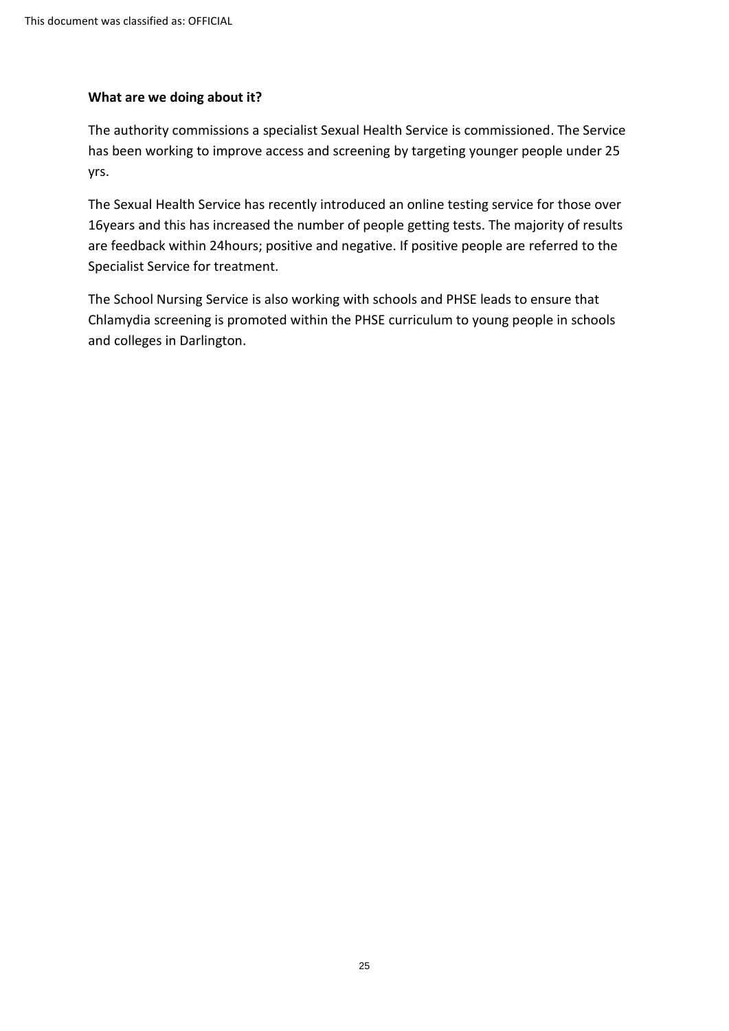**What are we doing about it?**

The authority commissions a specialist Sexual Health Service is commissioned. The Service has been working to improve access and screening by targeting younger people under 25 yrs.

The Sexual Health Service has recently introduced an online testing service for those over 16years and this has increased the number of people getting tests. The majority of results are feedback within 24hours; positive and negative. If positive people are referred to the Specialist Service for treatment.

The School Nursing Service is also working with schools and PHSE leads to ensure that Chlamydia screening is promoted within the PHSE curriculum to young people in schools and colleges in Darlington.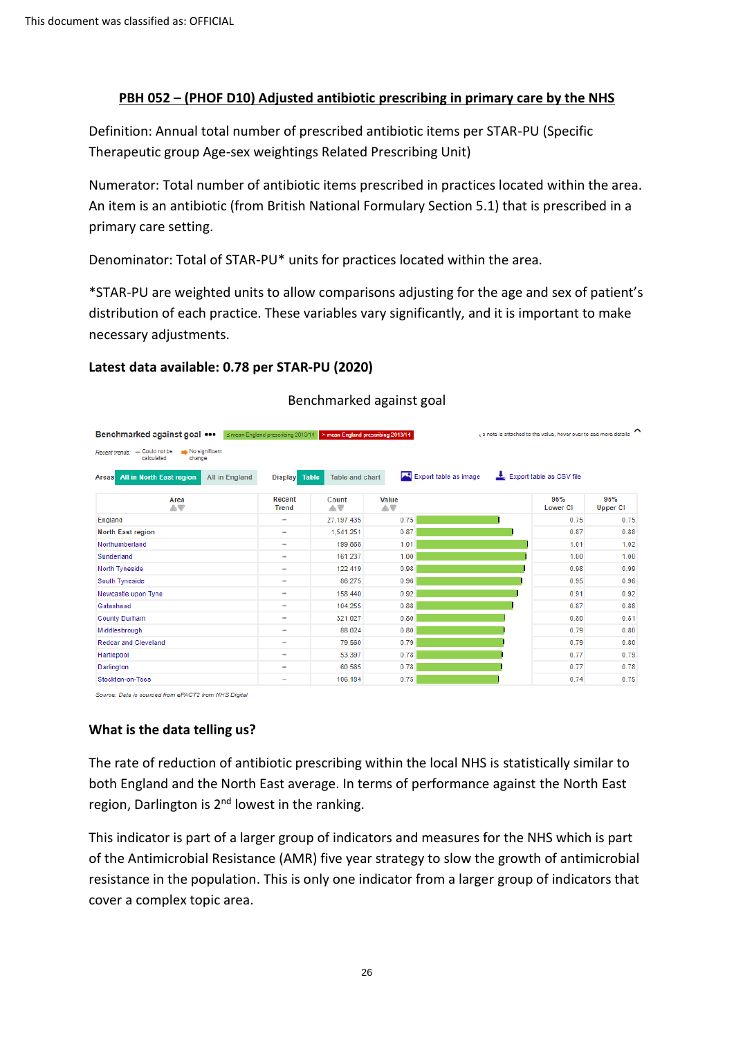This document was classified as: OFFICIAL

## PBH 052 – (PHOF D10) Adjusted antibiotic prescribing in primary care by the NHS

Definition: Annual total number of prescribed antibiotic items per STAR-PU (Specific Therapeutic group Age-sex weightings Related Prescribing Unit)

Numerator: Total number of antibiotic items prescribed in practices located within the area. An item is an antibiotic (from British National Formulary Section 5.1) that is prescribed in a primary care setting.

Denominator: Total of STAR-PU* units for practices located within the area.

*STAR-PU are weighted units to allow comparisons adjusting for the age and sex of patient's distribution of each practice. These variables vary significantly, and it is important to make necessary adjustments.

**Latest data available: 0.78 per STAR-PU (2020)**

Benchmarked against goal

Benchmarked against goal ≤ mean England prescribing 2013/14 > mean England prescribing 2013/14

Recent trends: – Could not be calculated ➡ No significant change

Areas: All in North East region | All in England

| Area | Recent Trend | Count | Value | 95% Lower CI | 95% Upper CI |
|---|---|---|---|---|---|
| England | – | 27,197,435 | 0.75 | 0.75 | 0.75 |
| North East region | – | 1,541,251 | 0.87 | 0.87 | 0.88 |
| Northumberland | – | 199,668 | 1.01 | 1.01 | 1.02 |
| Sunderland | – | 161,237 | 1.00 | 1.00 | 1.00 |
| North Tyneside | – | 122,419 | 0.98 | 0.98 | 0.99 |
| South Tyneside | – | 86,275 | 0.96 | 0.95 | 0.96 |
| Newcastle upon Tyne | – | 158,440 | 0.92 | 0.91 | 0.92 |
| Gateshead | – | 104,255 | 0.88 | 0.87 | 0.88 |
| County Durham | – | 321,027 | 0.80 | 0.80 | 0.81 |
| Middlesbrough | – | 88,024 | 0.80 | 0.79 | 0.80 |
| Redcar and Cleveland | – | 79,560 | 0.79 | 0.79 | 0.80 |
| Hartlepool | – | 53,397 | 0.78 | 0.77 | 0.79 |
| Darlington | – | 60,565 | 0.78 | 0.77 | 0.78 |
| Stockton-on-Tees | – | 106,184 | 0.75 | 0.74 | 0.75 |

Source: Data is sourced from ePACT2 from NHS Digital

### What is the data telling us?

The rate of reduction of antibiotic prescribing within the local NHS is statistically similar to both England and the North East average. In terms of performance against the North East region, Darlington is 2nd lowest in the ranking.

This indicator is part of a larger group of indicators and measures for the NHS which is part of the Antimicrobial Resistance (AMR) five year strategy to slow the growth of antimicrobial resistance in the population. This is only one indicator from a larger group of indicators that cover a complex topic area.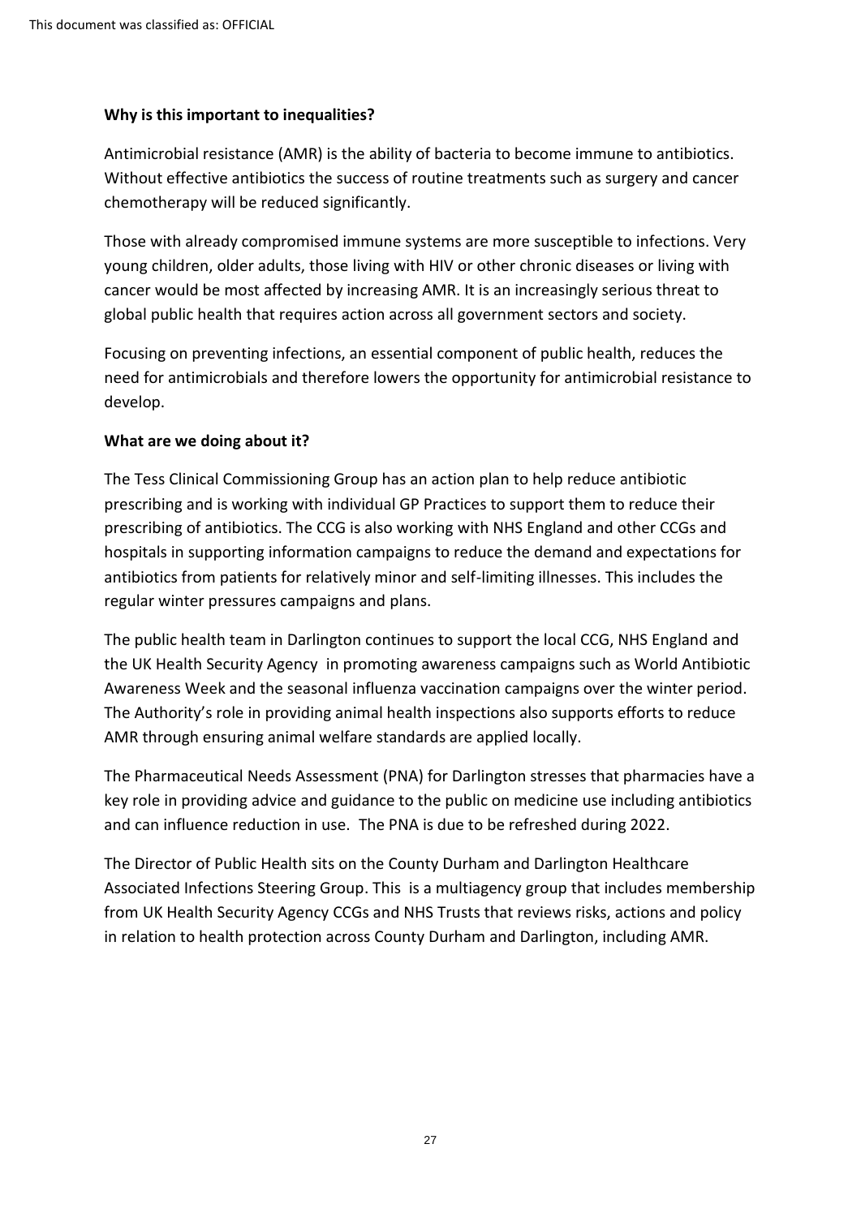**Why is this important to inequalities?**

Antimicrobial resistance (AMR) is the ability of bacteria to become immune to antibiotics. Without effective antibiotics the success of routine treatments such as surgery and cancer chemotherapy will be reduced significantly.

Those with already compromised immune systems are more susceptible to infections. Very young children, older adults, those living with HIV or other chronic diseases or living with cancer would be most affected by increasing AMR. It is an increasingly serious threat to global public health that requires action across all government sectors and society.

Focusing on preventing infections, an essential component of public health, reduces the need for antimicrobials and therefore lowers the opportunity for antimicrobial resistance to develop.

**What are we doing about it?**

The Tess Clinical Commissioning Group has an action plan to help reduce antibiotic prescribing and is working with individual GP Practices to support them to reduce their prescribing of antibiotics. The CCG is also working with NHS England and other CCGs and hospitals in supporting information campaigns to reduce the demand and expectations for antibiotics from patients for relatively minor and self-limiting illnesses. This includes the regular winter pressures campaigns and plans.

The public health team in Darlington continues to support the local CCG, NHS England and the UK Health Security Agency in promoting awareness campaigns such as World Antibiotic Awareness Week and the seasonal influenza vaccination campaigns over the winter period. The Authority's role in providing animal health inspections also supports efforts to reduce AMR through ensuring animal welfare standards are applied locally.

The Pharmaceutical Needs Assessment (PNA) for Darlington stresses that pharmacies have a key role in providing advice and guidance to the public on medicine use including antibiotics and can influence reduction in use. The PNA is due to be refreshed during 2022.

The Director of Public Health sits on the County Durham and Darlington Healthcare Associated Infections Steering Group. This is a multiagency group that includes membership from UK Health Security Agency CCGs and NHS Trusts that reviews risks, actions and policy in relation to health protection across County Durham and Darlington, including AMR.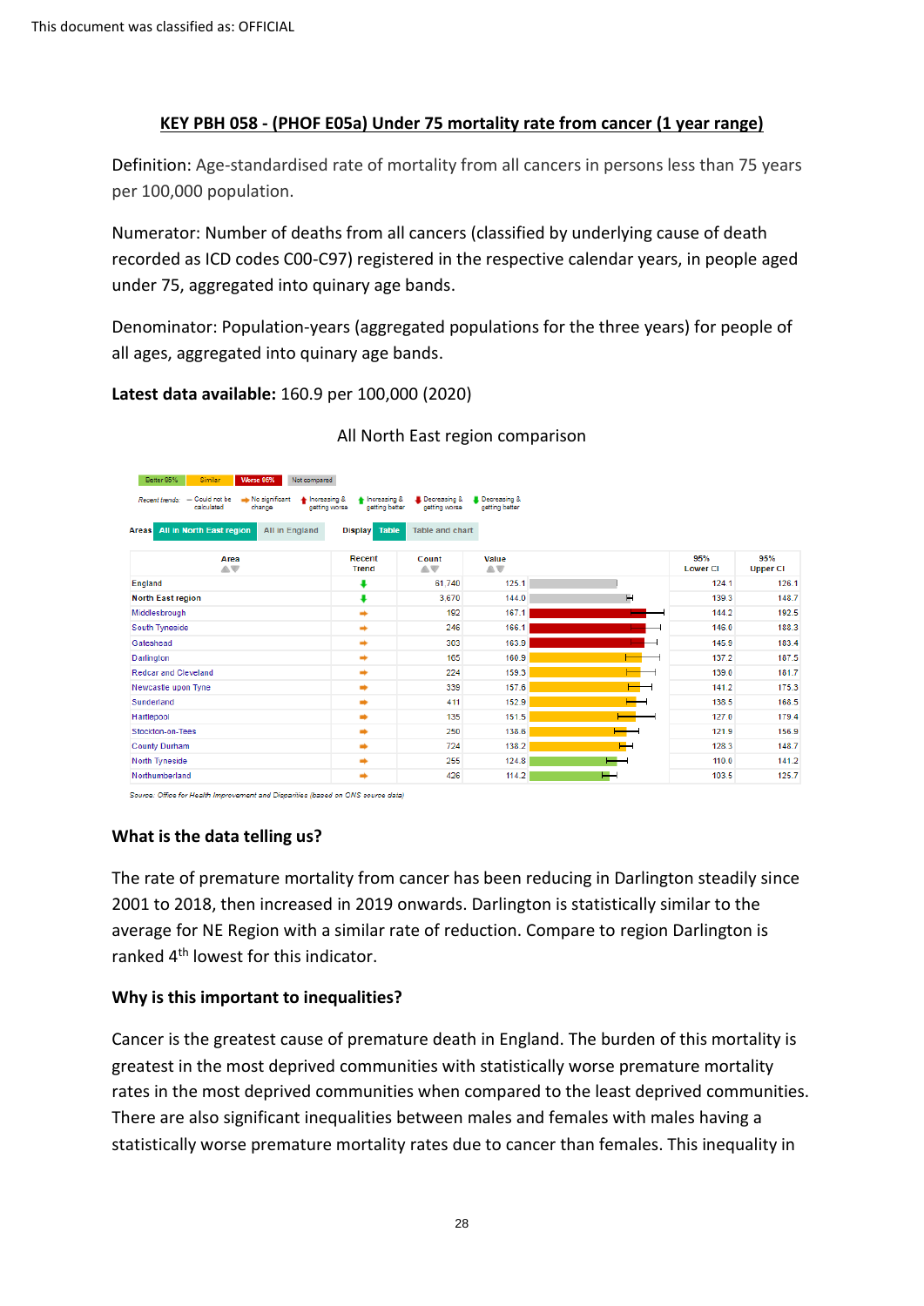This document was classified as: OFFICIAL

## KEY PBH 058 - (PHOF E05a) Under 75 mortality rate from cancer (1 year range)

Definition: Age-standardised rate of mortality from all cancers in persons less than 75 years per 100,000 population.

Numerator: Number of deaths from all cancers (classified by underlying cause of death recorded as ICD codes C00-C97) registered in the respective calendar years, in people aged under 75, aggregated into quinary age bands.

Denominator: Population-years (aggregated populations for the three years) for people of all ages, aggregated into quinary age bands.

**Latest data available:** 160.9 per 100,000 (2020)

All North East region comparison

| Area | Recent Trend | Count | Value | 95% Lower CI | 95% Upper CI |
|---|---|---|---|---|---|
| England | Decreasing & getting better | 61,740 | 125.1 | 124.1 | 126.1 |
| North East region | Decreasing & getting better | 3,670 | 144.0 | 139.3 | 148.7 |
| Middlesbrough | No significant change | 192 | 167.1 | 144.2 | 192.5 |
| South Tyneside | No significant change | 246 | 166.1 | 146.0 | 188.3 |
| Gateshead | No significant change | 303 | 163.9 | 145.9 | 183.4 |
| Darlington | No significant change | 165 | 160.9 | 137.2 | 187.5 |
| Redcar and Cleveland | No significant change | 224 | 159.3 | 139.0 | 181.7 |
| Newcastle upon Tyne | No significant change | 339 | 157.6 | 141.2 | 175.3 |
| Sunderland | No significant change | 411 | 152.9 | 138.5 | 168.5 |
| Hartlepool | No significant change | 135 | 151.5 | 127.0 | 179.4 |
| Stockton-on-Tees | No significant change | 250 | 138.6 | 121.9 | 156.9 |
| County Durham | No significant change | 724 | 138.2 | 128.3 | 148.7 |
| North Tyneside | No significant change | 255 | 124.8 | 110.0 | 141.2 |
| Northumberland | No significant change | 426 | 114.2 | 103.5 | 125.7 |

*Source: Office for Health Improvement and Disparities (based on ONS source data)*

### What is the data telling us?

The rate of premature mortality from cancer has been reducing in Darlington steadily since 2001 to 2018, then increased in 2019 onwards. Darlington is statistically similar to the average for NE Region with a similar rate of reduction. Compare to region Darlington is ranked 4th lowest for this indicator.

### Why is this important to inequalities?

Cancer is the greatest cause of premature death in England. The burden of this mortality is greatest in the most deprived communities with statistically worse premature mortality rates in the most deprived communities when compared to the least deprived communities. There are also significant inequalities between males and females with males having a statistically worse premature mortality rates due to cancer than females. This inequality in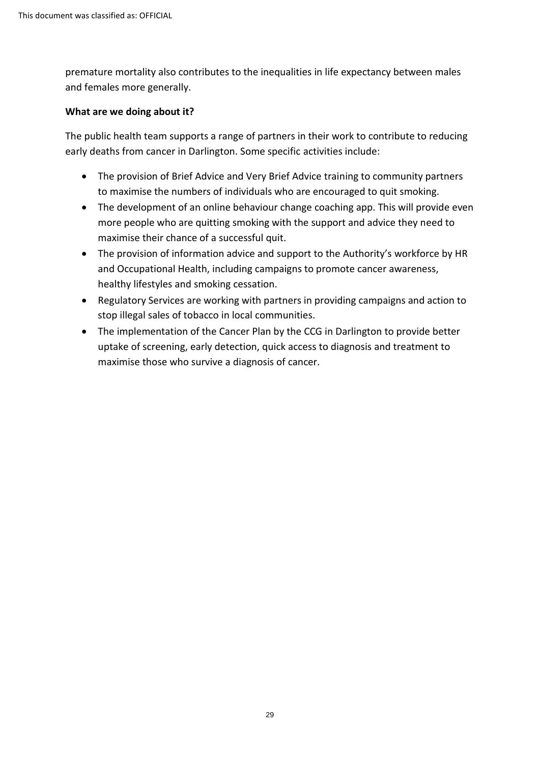premature mortality also contributes to the inequalities in life expectancy between males and females more generally.

**What are we doing about it?**

The public health team supports a range of partners in their work to contribute to reducing early deaths from cancer in Darlington. Some specific activities include:

- The provision of Brief Advice and Very Brief Advice training to community partners to maximise the numbers of individuals who are encouraged to quit smoking.
- The development of an online behaviour change coaching app. This will provide even more people who are quitting smoking with the support and advice they need to maximise their chance of a successful quit.
- The provision of information advice and support to the Authority's workforce by HR and Occupational Health, including campaigns to promote cancer awareness, healthy lifestyles and smoking cessation.
- Regulatory Services are working with partners in providing campaigns and action to stop illegal sales of tobacco in local communities.
- The implementation of the Cancer Plan by the CCG in Darlington to provide better uptake of screening, early detection, quick access to diagnosis and treatment to maximise those who survive a diagnosis of cancer.